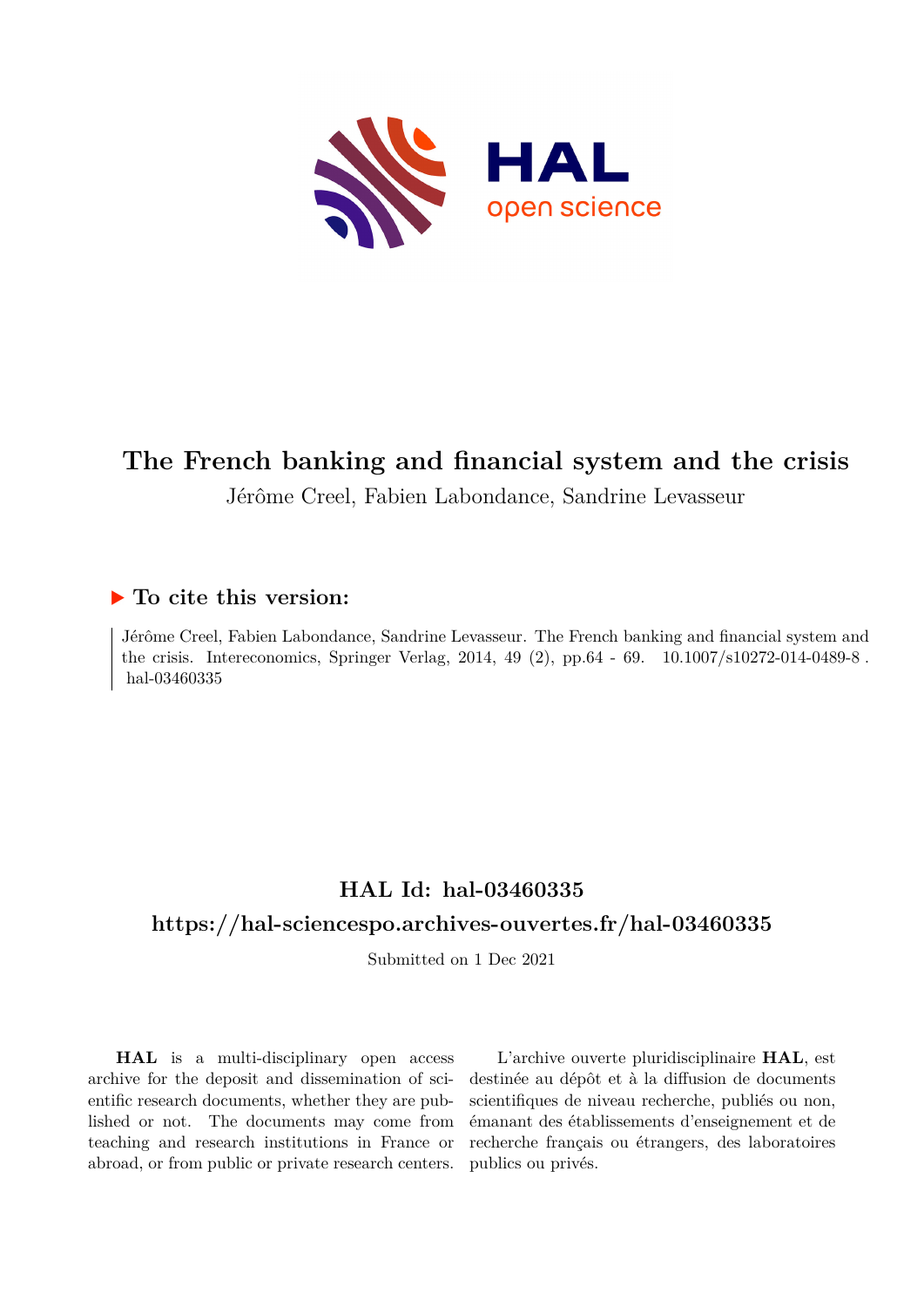# The French banking and financial system and the crisis

Jérôme Creel, Fabien Labondance, Sandrine Levasseur

## ▶ To cite this version:

Jérôme Creel, Fabien Labondance, Sandrine Levasseur. The French banking and financial system and the crisis. Intereconomics, Springer Verlag, 2014, 49 (2), pp.64 - 69. 10.1007/s10272-014-0489-8 . hal-03460335

## HAL Id: hal-03460335

## https://hal-sciencespo.archives-ouvertes.fr/hal-03460335

Submitted on 1 Dec 2021

**HAL** is a multi-disciplinary open access archive for the deposit and dissemination of scientific research documents, whether they are published or not. The documents may come from teaching and research institutions in France or abroad, or from public or private research centers.

L'archive ouverte pluridisciplinaire **HAL**, est destinée au dépôt et à la diffusion de documents scientifiques de niveau recherche, publiés ou non, émanant des établissements d'enseignement et de recherche français ou étrangers, des laboratoires publics ou privés.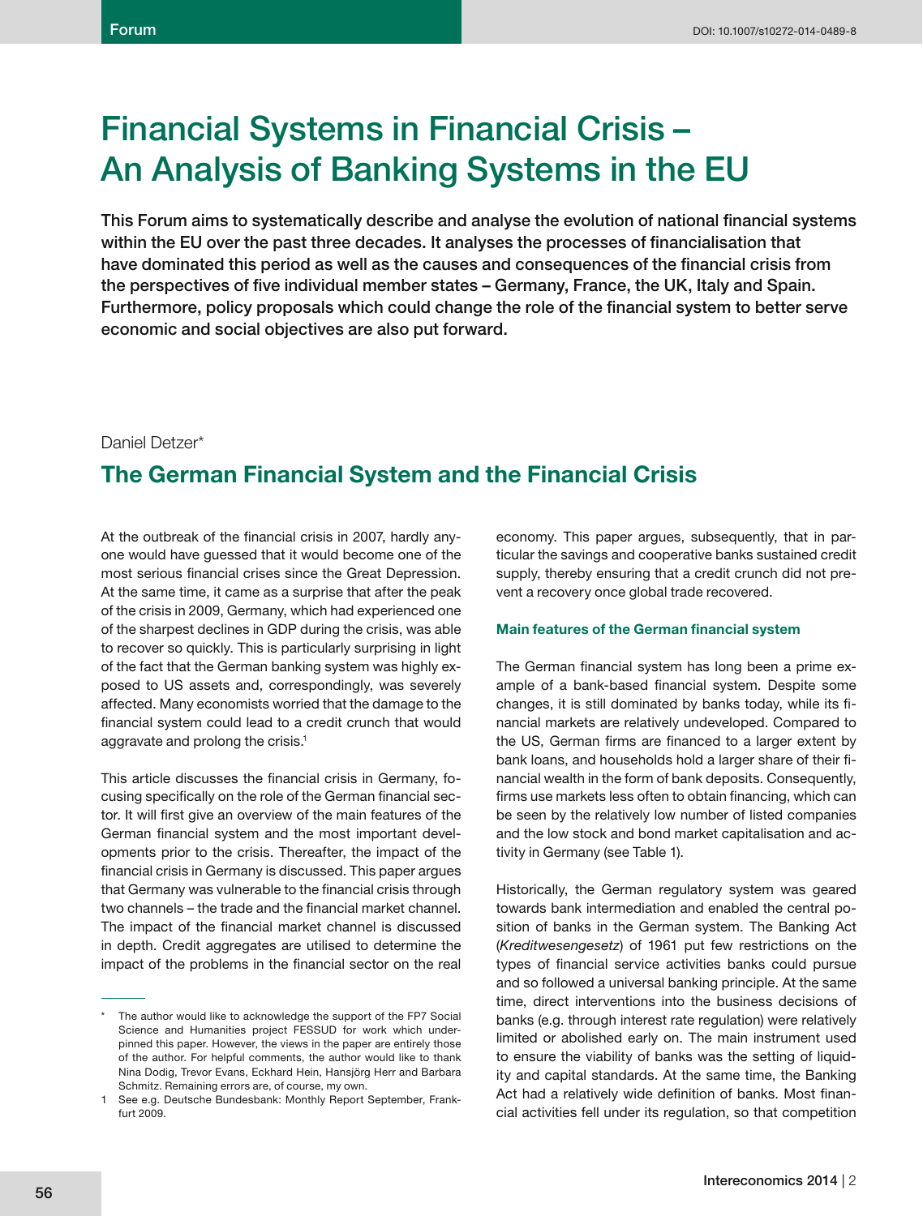# Financial Systems in Financial Crisis – An Analysis of Banking Systems in the EU

**This Forum aims to systematically describe and analyse the evolution of national financial systems within the EU over the past three decades. It analyses the processes of financialisation that have dominated this period as well as the causes and consequences of the financial crisis from the perspectives of five individual member states – Germany, France, the UK, Italy and Spain. Furthermore, policy proposals which could change the role of the financial system to better serve economic and social objectives are also put forward.**

Daniel Detzer*

## The German Financial System and the Financial Crisis

At the outbreak of the financial crisis in 2007, hardly anyone would have guessed that it would become one of the most serious financial crises since the Great Depression. At the same time, it came as a surprise that after the peak of the crisis in 2009, Germany, which had experienced one of the sharpest declines in GDP during the crisis, was able to recover so quickly. This is particularly surprising in light of the fact that the German banking system was highly exposed to US assets and, correspondingly, was severely affected. Many economists worried that the damage to the financial system could lead to a credit crunch that would aggravate and prolong the crisis.[1]

This article discusses the financial crisis in Germany, focusing specifically on the role of the German financial sector. It will first give an overview of the main features of the German financial system and the most important developments prior to the crisis. Thereafter, the impact of the financial crisis in Germany is discussed. This paper argues that Germany was vulnerable to the financial crisis through two channels – the trade and the financial market channel. The impact of the financial market channel is discussed in depth. Credit aggregates are utilised to determine the impact of the problems in the financial sector on the real economy. This paper argues, subsequently, that in particular the savings and cooperative banks sustained credit supply, thereby ensuring that a credit crunch did not prevent a recovery once global trade recovered.

### Main features of the German financial system

The German financial system has long been a prime example of a bank-based financial system. Despite some changes, it is still dominated by banks today, while its financial markets are relatively undeveloped. Compared to the US, German firms are financed to a larger extent by bank loans, and households hold a larger share of their financial wealth in the form of bank deposits. Consequently, firms use markets less often to obtain financing, which can be seen by the relatively low number of listed companies and the low stock and bond market capitalisation and activity in Germany (see Table 1).

Historically, the German regulatory system was geared towards bank intermediation and enabled the central position of banks in the German system. The Banking Act (*Kreditwesengesetz*) of 1961 put few restrictions on the types of financial service activities banks could pursue and so followed a universal banking principle. At the same time, direct interventions into the business decisions of banks (e.g. through interest rate regulation) were relatively limited or abolished early on. The main instrument used to ensure the viability of banks was the setting of liquidity and capital standards. At the same time, the Banking Act had a relatively wide definition of banks. Most financial activities fell under its regulation, so that competition

---

\* The author would like to acknowledge the support of the FP7 Social Science and Humanities project FESSUD for work which underpinned this paper. However, the views in the paper are entirely those of the author. For helpful comments, the author would like to thank Nina Dodig, Trevor Evans, Eckhard Hein, Hansjörg Herr and Barbara Schmitz. Remaining errors are, of course, my own.

1 See e.g. Deutsche Bundesbank: Monthly Report September, Frankfurt 2009.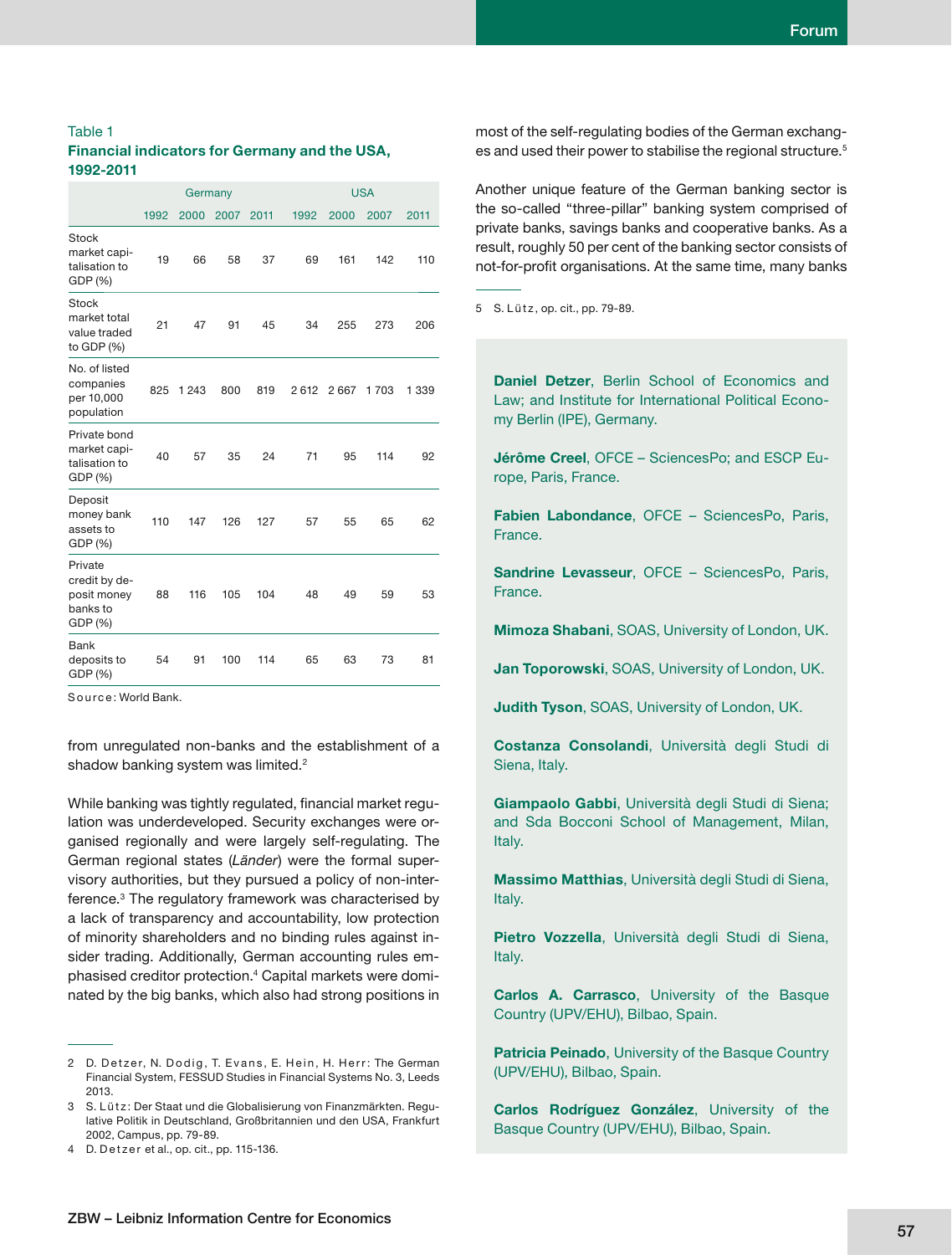Table 1

**Financial indicators for Germany and the USA, 1992-2011**

| | Germany | | | | USA | | | |
|---|---|---|---|---|---|---|---|---|
| | 1992 | 2000 | 2007 | 2011 | 1992 | 2000 | 2007 | 2011 |
| Stock market capitalisation to GDP (%) | 19 | 66 | 58 | 37 | 69 | 161 | 142 | 110 |
| Stock market total value traded to GDP (%) | 21 | 47 | 91 | 45 | 34 | 255 | 273 | 206 |
| No. of listed companies per 10,000 population | 825 | 1 243 | 800 | 819 | 2 612 | 2 667 | 1 703 | 1 339 |
| Private bond market capitalisation to GDP (%) | 40 | 57 | 35 | 24 | 71 | 95 | 114 | 92 |
| Deposit money bank assets to GDP (%) | 110 | 147 | 126 | 127 | 57 | 55 | 65 | 62 |
| Private credit by deposit money banks to GDP (%) | 88 | 116 | 105 | 104 | 48 | 49 | 59 | 53 |
| Bank deposits to GDP (%) | 54 | 91 | 100 | 114 | 65 | 63 | 73 | 81 |

Source: World Bank.

from unregulated non-banks and the establishment of a shadow banking system was limited.[2]

While banking was tightly regulated, financial market regulation was underdeveloped. Security exchanges were organised regionally and were largely self-regulating. The German regional states (*Länder*) were the formal supervisory authorities, but they pursued a policy of non-interference.[3] The regulatory framework was characterised by a lack of transparency and accountability, low protection of minority shareholders and no binding rules against insider trading. Additionally, German accounting rules emphasised creditor protection.[4] Capital markets were dominated by the big banks, which also had strong positions in most of the self-regulating bodies of the German exchanges and used their power to stabilise the regional structure.[5]

Another unique feature of the German banking sector is the so-called "three-pillar" banking system comprised of private banks, savings banks and cooperative banks. As a result, roughly 50 per cent of the banking sector consists of not-for-profit organisations. At the same time, many banks

2 D. Detzer, N. Dodig, T. Evans, E. Hein, H. Herr: The German Financial System, FESSUD Studies in Financial Systems No. 3, Leeds 2013.

3 S. Lütz: Der Staat und die Globalisierung von Finanzmärkten. Regulative Politik in Deutschland, Großbritannien und den USA, Frankfurt 2002, Campus, pp. 79-89.

4 D. Detzer et al., op. cit., pp. 115-136.

5 S. Lütz, op. cit., pp. 79-89.

**Daniel Detzer**, Berlin School of Economics and Law; and Institute for International Political Economy Berlin (IPE), Germany.

**Jérôme Creel**, OFCE – SciencesPo; and ESCP Europe, Paris, France.

**Fabien Labondance**, OFCE – SciencesPo, Paris, France.

**Sandrine Levasseur**, OFCE – SciencesPo, Paris, France.

**Mimoza Shabani**, SOAS, University of London, UK.

**Jan Toporowski**, SOAS, University of London, UK.

**Judith Tyson**, SOAS, University of London, UK.

**Costanza Consolandi**, Università degli Studi di Siena, Italy.

**Giampaolo Gabbi**, Università degli Studi di Siena; and Sda Bocconi School of Management, Milan, Italy.

**Massimo Matthias**, Università degli Studi di Siena, Italy.

**Pietro Vozzella**, Università degli Studi di Siena, Italy.

**Carlos A. Carrasco**, University of the Basque Country (UPV/EHU), Bilbao, Spain.

**Patricia Peinado**, University of the Basque Country (UPV/EHU), Bilbao, Spain.

**Carlos Rodríguez González**, University of the Basque Country (UPV/EHU), Bilbao, Spain.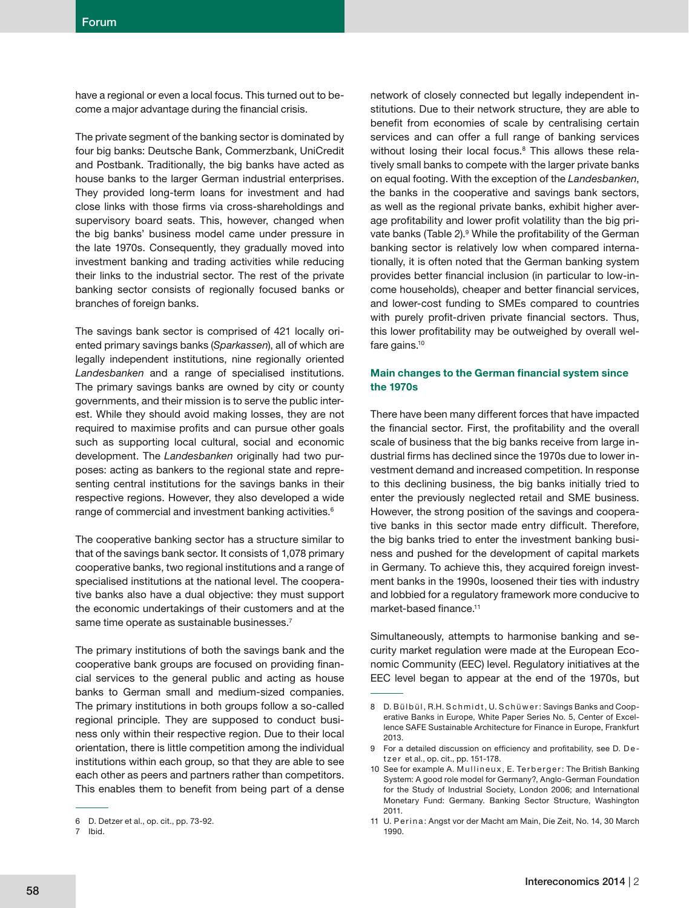have a regional or even a local focus. This turned out to become a major advantage during the financial crisis.

The private segment of the banking sector is dominated by four big banks: Deutsche Bank, Commerzbank, UniCredit and Postbank. Traditionally, the big banks have acted as house banks to the larger German industrial enterprises. They provided long-term loans for investment and had close links with those firms via cross-shareholdings and supervisory board seats. This, however, changed when the big banks' business model came under pressure in the late 1970s. Consequently, they gradually moved into investment banking and trading activities while reducing their links to the industrial sector. The rest of the private banking sector consists of regionally focused banks or branches of foreign banks.

The savings bank sector is comprised of 421 locally oriented primary savings banks (*Sparkassen*), all of which are legally independent institutions, nine regionally oriented *Landesbanken* and a range of specialised institutions. The primary savings banks are owned by city or county governments, and their mission is to serve the public interest. While they should avoid making losses, they are not required to maximise profits and can pursue other goals such as supporting local cultural, social and economic development. The *Landesbanken* originally had two purposes: acting as bankers to the regional state and representing central institutions for the savings banks in their respective regions. However, they also developed a wide range of commercial and investment banking activities.[6]

The cooperative banking sector has a structure similar to that of the savings bank sector. It consists of 1,078 primary cooperative banks, two regional institutions and a range of specialised institutions at the national level. The cooperative banks also have a dual objective: they must support the economic undertakings of their customers and at the same time operate as sustainable businesses.[7]

The primary institutions of both the savings bank and the cooperative bank groups are focused on providing financial services to the general public and acting as house banks to German small and medium-sized companies. The primary institutions in both groups follow a so-called regional principle. They are supposed to conduct business only within their respective region. Due to their local orientation, there is little competition among the individual institutions within each group, so that they are able to see each other as peers and partners rather than competitors. This enables them to benefit from being part of a dense network of closely connected but legally independent institutions. Due to their network structure, they are able to benefit from economies of scale by centralising certain services and can offer a full range of banking services without losing their local focus.[8] This allows these relatively small banks to compete with the larger private banks on equal footing. With the exception of the *Landesbanken*, the banks in the cooperative and savings bank sectors, as well as the regional private banks, exhibit higher average profitability and lower profit volatility than the big private banks (Table 2).[9] While the profitability of the German banking sector is relatively low when compared internationally, it is often noted that the German banking system provides better financial inclusion (in particular to low-income households), cheaper and better financial services, and lower-cost funding to SMEs compared to countries with purely profit-driven private financial sectors. Thus, this lower profitability may be outweighed by overall welfare gains.[10]

### Main changes to the German financial system since the 1970s

There have been many different forces that have impacted the financial sector. First, the profitability and the overall scale of business that the big banks receive from large industrial firms has declined since the 1970s due to lower investment demand and increased competition. In response to this declining business, the big banks initially tried to enter the previously neglected retail and SME business. However, the strong position of the savings and cooperative banks in this sector made entry difficult. Therefore, the big banks tried to enter the investment banking business and pushed for the development of capital markets in Germany. To achieve this, they acquired foreign investment banks in the 1990s, loosened their ties with industry and lobbied for a regulatory framework more conducive to market-based finance.[11]

Simultaneously, attempts to harmonise banking and security market regulation were made at the European Economic Community (EEC) level. Regulatory initiatives at the EEC level began to appear at the end of the 1970s, but

---

6 D. Detzer et al., op. cit., pp. 73-92.

7 Ibid.

8 D. Bülbül, R.H. Schmidt, U. Schüwer: Savings Banks and Cooperative Banks in Europe, White Paper Series No. 5, Center of Excellence SAFE Sustainable Architecture for Finance in Europe, Frankfurt 2013.

9 For a detailed discussion on efficiency and profitability, see D. Detzer et al., op. cit., pp. 151-178.

10 See for example A. Mullineux, E. Terberger: The British Banking System: A good role model for Germany?, Anglo-German Foundation for the Study of Industrial Society, London 2006; and International Monetary Fund: Germany. Banking Sector Structure, Washington 2011.

11 U. Perina: Angst vor der Macht am Main, Die Zeit, No. 14, 30 March 1990.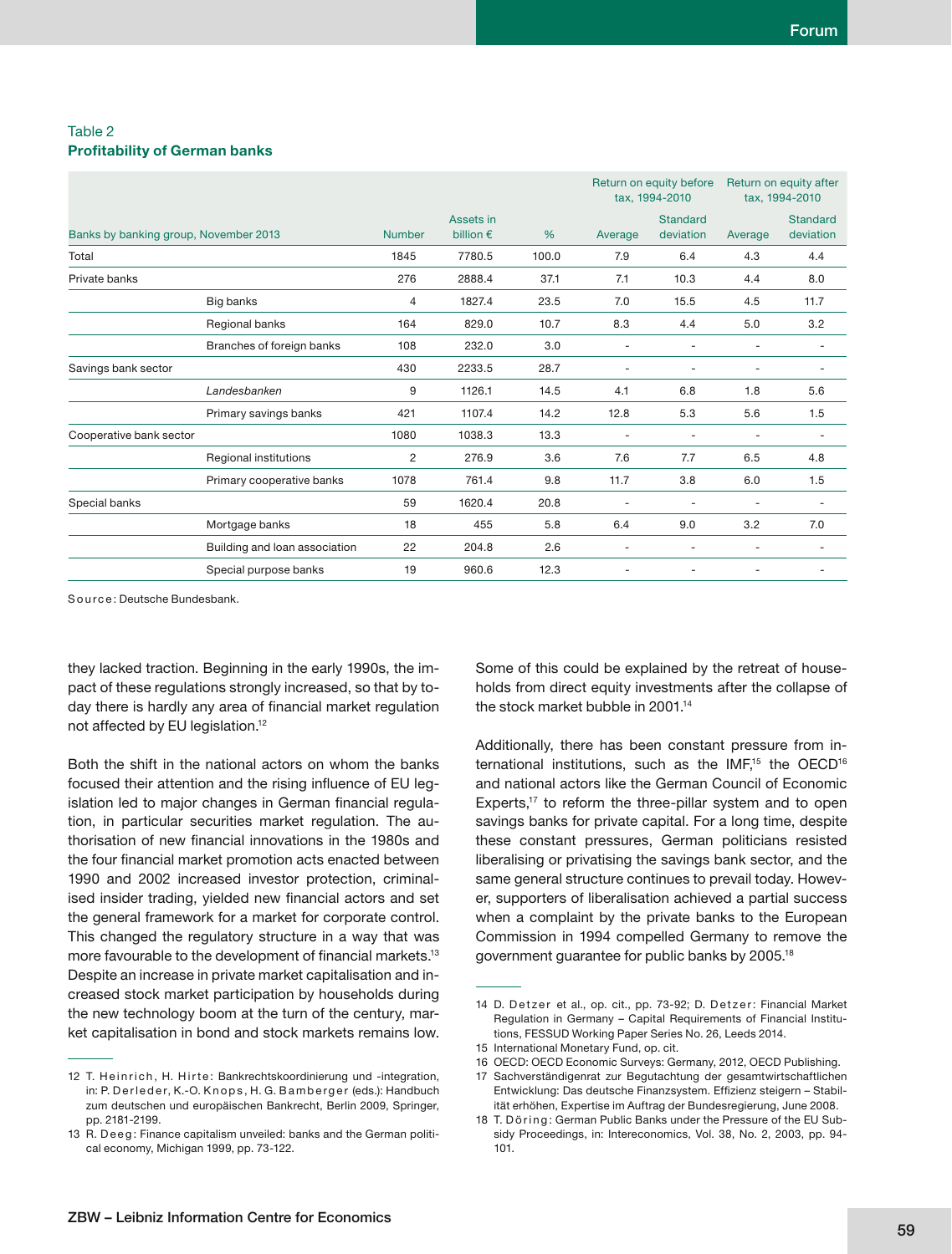Table 2

**Profitability of German banks**

| Banks by banking group, November 2013 | | Number | Assets in billion € | % | Return on equity before tax, 1994-2010 | | Return on equity after tax, 1994-2010 | |
|---|---|---|---|---|---|---|---|---|
| | | | | | Average | Standard deviation | Average | Standard deviation |
| Total | | 1845 | 7780.5 | 100.0 | 7.9 | 6.4 | 4.3 | 4.4 |
| Private banks | | 276 | 2888.4 | 37.1 | 7.1 | 10.3 | 4.4 | 8.0 |
| | Big banks | 4 | 1827.4 | 23.5 | 7.0 | 15.5 | 4.5 | 11.7 |
| | Regional banks | 164 | 829.0 | 10.7 | 8.3 | 4.4 | 5.0 | 3.2 |
| | Branches of foreign banks | 108 | 232.0 | 3.0 | - | - | - | - |
| Savings bank sector | | 430 | 2233.5 | 28.7 | - | - | - | - |
| | *Landesbanken* | 9 | 1126.1 | 14.5 | 4.1 | 6.8 | 1.8 | 5.6 |
| | Primary savings banks | 421 | 1107.4 | 14.2 | 12.8 | 5.3 | 5.6 | 1.5 |
| Cooperative bank sector | | 1080 | 1038.3 | 13.3 | - | - | - | - |
| | Regional institutions | 2 | 276.9 | 3.6 | 7.6 | 7.7 | 6.5 | 4.8 |
| | Primary cooperative banks | 1078 | 761.4 | 9.8 | 11.7 | 3.8 | 6.0 | 1.5 |
| Special banks | | 59 | 1620.4 | 20.8 | - | - | - | - |
| | Mortgage banks | 18 | 455 | 5.8 | 6.4 | 9.0 | 3.2 | 7.0 |
| | Building and loan association | 22 | 204.8 | 2.6 | - | - | - | - |
| | Special purpose banks | 19 | 960.6 | 12.3 | - | - | - | - |

Source: Deutsche Bundesbank.

they lacked traction. Beginning in the early 1990s, the impact of these regulations strongly increased, so that by today there is hardly any area of financial market regulation not affected by EU legislation.[12]

Both the shift in the national actors on whom the banks focused their attention and the rising influence of EU legislation led to major changes in German financial regulation, in particular securities market regulation. The authorisation of new financial innovations in the 1980s and the four financial market promotion acts enacted between 1990 and 2002 increased investor protection, criminalised insider trading, yielded new financial actors and set the general framework for a market for corporate control. This changed the regulatory structure in a way that was more favourable to the development of financial markets.[13] Despite an increase in private market capitalisation and increased stock market participation by households during the new technology boom at the turn of the century, market capitalisation in bond and stock markets remains low. Some of this could be explained by the retreat of households from direct equity investments after the collapse of the stock market bubble in 2001.[14]

Additionally, there has been constant pressure from international institutions, such as the IMF,[15] the OECD[16] and national actors like the German Council of Economic Experts,[17] to reform the three-pillar system and to open savings banks for private capital. For a long time, despite these constant pressures, German politicians resisted liberalising or privatising the savings bank sector, and the same general structure continues to prevail today. However, supporters of liberalisation achieved a partial success when a complaint by the private banks to the European Commission in 1994 compelled Germany to remove the government guarantee for public banks by 2005.[18]

12 T. Heinrich, H. Hirte: Bankrechtskoordinierung und -integration, in: P. Derleder, K.-O. Knops, H. G. Bamberger (eds.): Handbuch zum deutschen und europäischen Bankrecht, Berlin 2009, Springer, pp. 2181-2199.

13 R. Deeg: Finance capitalism unveiled: banks and the German political economy, Michigan 1999, pp. 73-122.

14 D. Detzer et al., op. cit., pp. 73-92; D. Detzer: Financial Market Regulation in Germany – Capital Requirements of Financial Institutions, FESSUD Working Paper Series No. 26, Leeds 2014.

15 International Monetary Fund, op. cit.

16 OECD: OECD Economic Surveys: Germany, 2012, OECD Publishing.

17 Sachverständigenrat zur Begutachtung der gesamtwirtschaftlichen Entwicklung: Das deutsche Finanzsystem. Effizienz steigern – Stabilität erhöhen, Expertise im Auftrag der Bundesregierung, June 2008.

18 T. Döring: German Public Banks under the Pressure of the EU Subsidy Proceedings, in: Intereconomics, Vol. 38, No. 2, 2003, pp. 94-101.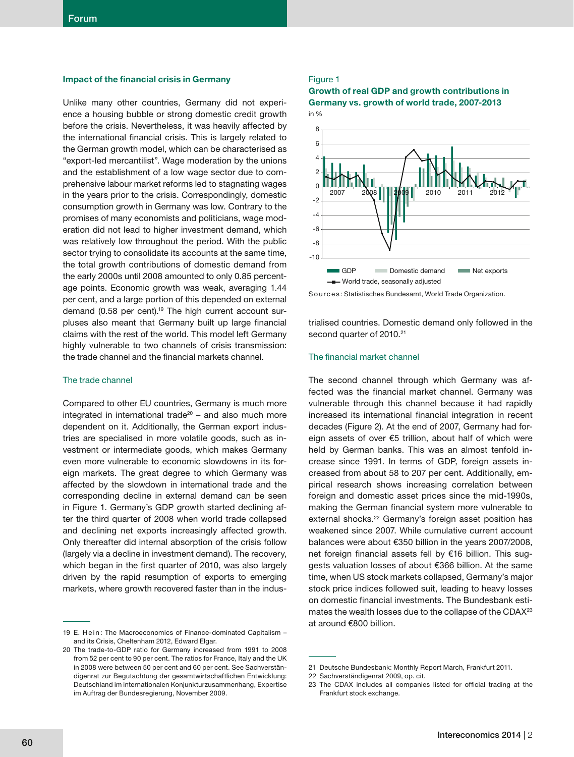### Impact of the financial crisis in Germany

Unlike many other countries, Germany did not experience a housing bubble or strong domestic credit growth before the crisis. Nevertheless, it was heavily affected by the international financial crisis. This is largely related to the German growth model, which can be characterised as "export-led mercantilist". Wage moderation by the unions and the establishment of a low wage sector due to comprehensive labour market reforms led to stagnating wages in the years prior to the crisis. Correspondingly, domestic consumption growth in Germany was low. Contrary to the promises of many economists and politicians, wage moderation did not lead to higher investment demand, which was relatively low throughout the period. With the public sector trying to consolidate its accounts at the same time, the total growth contributions of domestic demand from the early 2000s until 2008 amounted to only 0.85 percentage points. Economic growth was weak, averaging 1.44 per cent, and a large portion of this depended on external demand (0.58 per cent).[19] The high current account surpluses also meant that Germany built up large financial claims with the rest of the world. This model left Germany highly vulnerable to two channels of crisis transmission: the trade channel and the financial markets channel.

#### The trade channel

Compared to other EU countries, Germany is much more integrated in international trade[20] – and also much more dependent on it. Additionally, the German export industries are specialised in more volatile goods, such as investment or intermediate goods, which makes Germany even more vulnerable to economic slowdowns in its foreign markets. The great degree to which Germany was affected by the slowdown in international trade and the corresponding decline in external demand can be seen in Figure 1. Germany's GDP growth started declining after the third quarter of 2008 when world trade collapsed and declining net exports increasingly affected growth. Only thereafter did internal absorption of the crisis follow (largely via a decline in investment demand). The recovery, which began in the first quarter of 2010, was also largely driven by the rapid resumption of exports to emerging markets, where growth recovered faster than in the industrialised countries. Domestic demand only followed in the second quarter of 2010.[21]

Figure 1

**Growth of real GDP and growth contributions in Germany vs. growth of world trade, 2007-2013**

in %

8
6
4
2
0
-2
-4
-6
-8
-10

2007 2008 2009 2010 2011 2012

GDP
Domestic demand
Net exports
World trade, seasonally adjusted

Sources: Statistisches Bundesamt, World Trade Organization.

#### The financial market channel

The second channel through which Germany was affected was the financial market channel. Germany was vulnerable through this channel because it had rapidly increased its international financial integration in recent decades (Figure 2). At the end of 2007, Germany had foreign assets of over €5 trillion, about half of which were held by German banks. This was an almost tenfold increase since 1991. In terms of GDP, foreign assets increased from about 58 to 207 per cent. Additionally, empirical research shows increasing correlation between foreign and domestic asset prices since the mid-1990s, making the German financial system more vulnerable to external shocks.[22] Germany's foreign asset position has weakened since 2007. While cumulative current account balances were about €350 billion in the years 2007/2008, net foreign financial assets fell by €16 billion. This suggests valuation losses of about €366 billion. At the same time, when US stock markets collapsed, Germany's major stock price indices followed suit, leading to heavy losses on domestic financial investments. The Bundesbank estimates the wealth losses due to the collapse of the CDAX[23] at around €800 billion.

---

19 E. Hein: The Macroeconomics of Finance-dominated Capitalism – and its Crisis, Cheltenham 2012, Edward Elgar.

20 The trade-to-GDP ratio for Germany increased from 1991 to 2008 from 52 per cent to 90 per cent. The ratios for France, Italy and the UK in 2008 were between 50 per cent and 60 per cent. See Sachverständigenrat zur Begutachtung der gesamtwirtschaftlichen Entwicklung: Deutschland im internationalen Konjunkturzusammenhang, Expertise im Auftrag der Bundesregierung, November 2009.

21 Deutsche Bundesbank: Monthly Report March, Frankfurt 2011.

22 Sachverständigenrat 2009, op. cit.

23 The CDAX includes all companies listed for official trading at the Frankfurt stock exchange.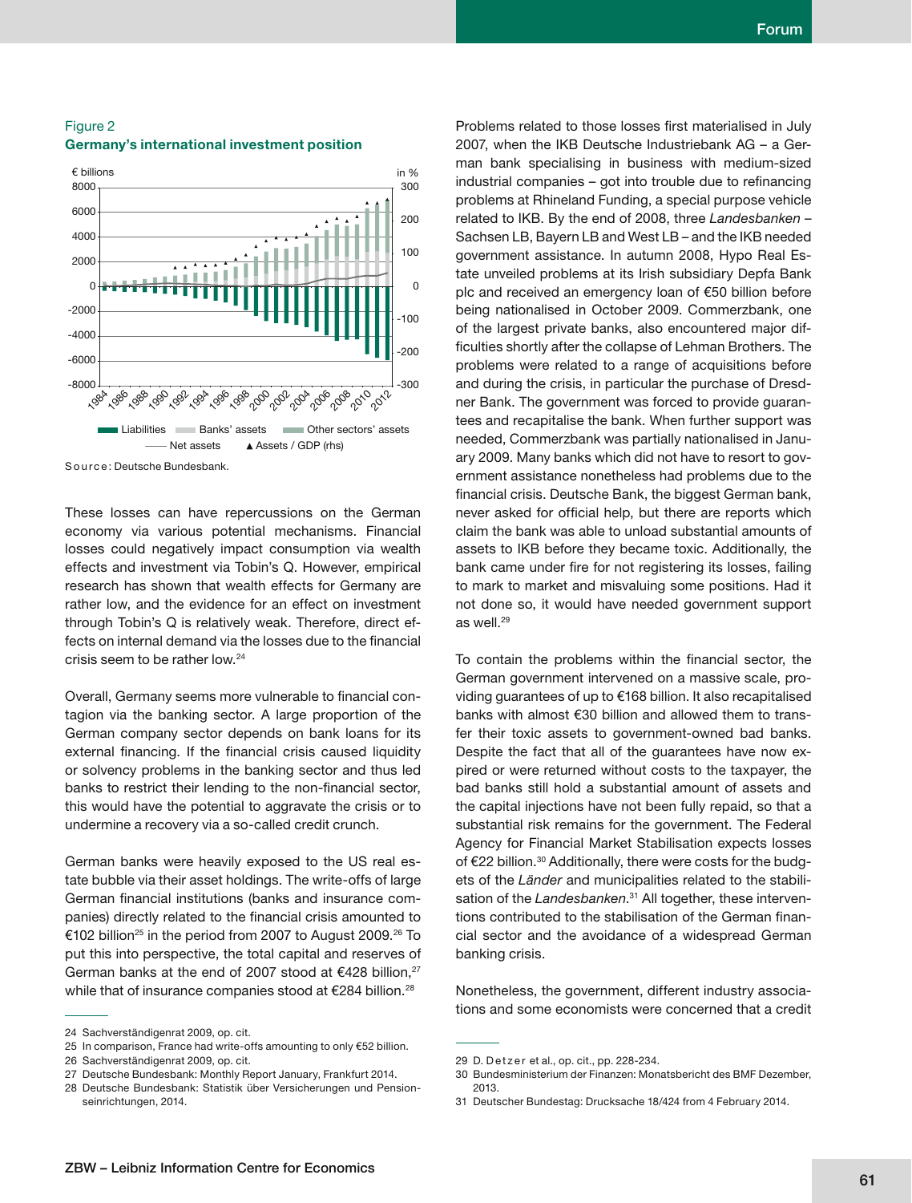Figure 2
**Germany's international investment position**

€ billions

in %

8000
6000
4000
2000
0
-2000
-4000
-6000
-8000

300
200
100
0
-100
-200
-300

1984 1986 1988 1990 1992 1994 1996 1998 2000 2002 2004 2006 2008 2010 2012

Liabilities — Banks' assets — Other sectors' assets — Net assets — ▲ Assets / GDP (rhs)

Source: Deutsche Bundesbank.

These losses can have repercussions on the German economy via various potential mechanisms. Financial losses could negatively impact consumption via wealth effects and investment via Tobin's Q. However, empirical research has shown that wealth effects for Germany are rather low, and the evidence for an effect on investment through Tobin's Q is relatively weak. Therefore, direct effects on internal demand via the losses due to the financial crisis seem to be rather low.[24]

Overall, Germany seems more vulnerable to financial contagion via the banking sector. A large proportion of the German company sector depends on bank loans for its external financing. If the financial crisis caused liquidity or solvency problems in the banking sector and thus led banks to restrict their lending to the non-financial sector, this would have the potential to aggravate the crisis or to undermine a recovery via a so-called credit crunch.

German banks were heavily exposed to the US real estate bubble via their asset holdings. The write-offs of large German financial institutions (banks and insurance companies) directly related to the financial crisis amounted to €102 billion[25] in the period from 2007 to August 2009.[26] To put this into perspective, the total capital and reserves of German banks at the end of 2007 stood at €428 billion,[27] while that of insurance companies stood at €284 billion.[28]

Problems related to those losses first materialised in July 2007, when the IKB Deutsche Industriebank AG – a German bank specialising in business with medium-sized industrial companies – got into trouble due to refinancing problems at Rhineland Funding, a special purpose vehicle related to IKB. By the end of 2008, three *Landesbanken* – Sachsen LB, Bayern LB and West LB – and the IKB needed government assistance. In autumn 2008, Hypo Real Estate unveiled problems at its Irish subsidiary Depfa Bank plc and received an emergency loan of €50 billion before being nationalised in October 2009. Commerzbank, one of the largest private banks, also encountered major difficulties shortly after the collapse of Lehman Brothers. The problems were related to a range of acquisitions before and during the crisis, in particular the purchase of Dresdner Bank. The government was forced to provide guarantees and recapitalise the bank. When further support was needed, Commerzbank was partially nationalised in January 2009. Many banks which did not have to resort to government assistance nonetheless had problems due to the financial crisis. Deutsche Bank, the biggest German bank, never asked for official help, but there are reports which claim the bank was able to unload substantial amounts of assets to IKB before they became toxic. Additionally, the bank came under fire for not registering its losses, failing to mark to market and misvaluing some positions. Had it not done so, it would have needed government support as well.[29]

To contain the problems within the financial sector, the German government intervened on a massive scale, providing guarantees of up to €168 billion. It also recapitalised banks with almost €30 billion and allowed them to transfer their toxic assets to government-owned bad banks. Despite the fact that all of the guarantees have now expired or were returned without costs to the taxpayer, the bad banks still hold a substantial amount of assets and the capital injections have not been fully repaid, so that a substantial risk remains for the government. The Federal Agency for Financial Market Stabilisation expects losses of €22 billion.[30] Additionally, there were costs for the budgets of the *Länder* and municipalities related to the stabilisation of the *Landesbanken*.[31] All together, these interventions contributed to the stabilisation of the German financial sector and the avoidance of a widespread German banking crisis.

Nonetheless, the government, different industry associations and some economists were concerned that a credit

24 Sachverständigenrat 2009, op. cit.
25 In comparison, France had write-offs amounting to only €52 billion.
26 Sachverständigenrat 2009, op. cit.
27 Deutsche Bundesbank: Monthly Report January, Frankfurt 2014.
28 Deutsche Bundesbank: Statistik über Versicherungen und Pensionseinrichtungen, 2014.

29 D. Detzer et al., op. cit., pp. 228-234.
30 Bundesministerium der Finanzen: Monatsbericht des BMF Dezember, 2013.
31 Deutscher Bundestag: Drucksache 18/424 from 4 February 2014.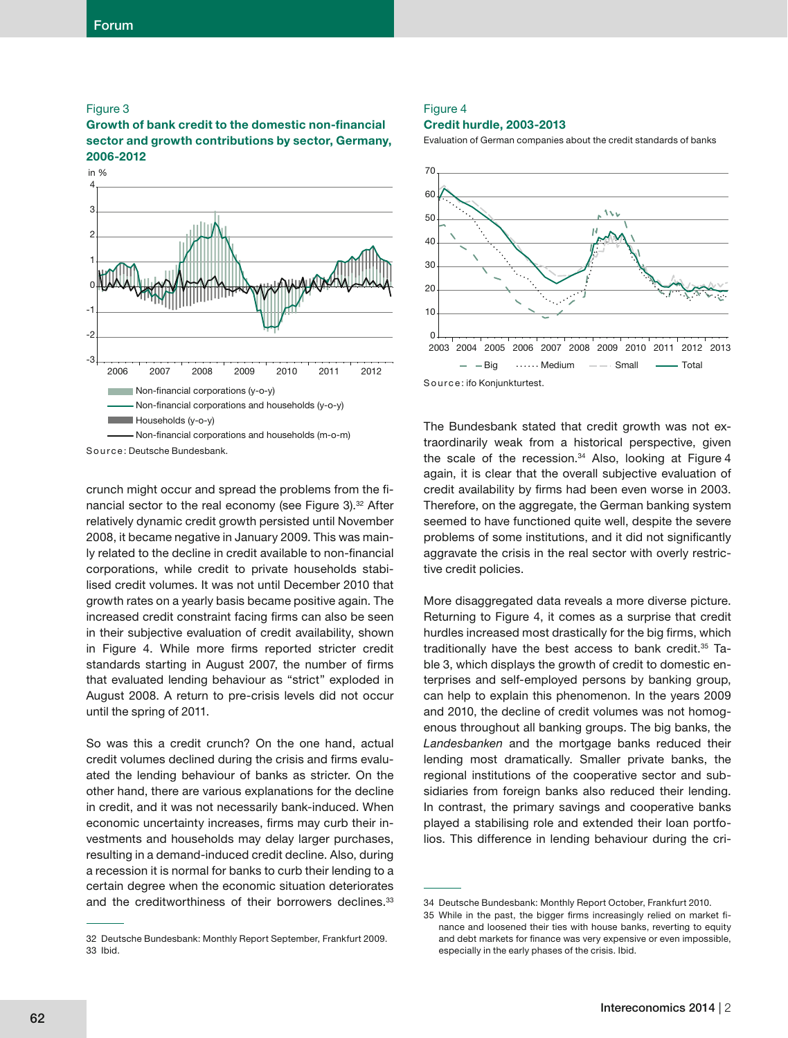Figure 3

**Growth of bank credit to the domestic non-financial sector and growth contributions by sector, Germany, 2006-2012**

in %

4
3
2
1
0
-1
-2
-3

2006 2007 2008 2009 2010 2011 2012

Non-financial corporations (y-o-y)
Non-financial corporations and households (y-o-y)
Households (y-o-y)
Non-financial corporations and households (m-o-m)

Source: Deutsche Bundesbank.

Figure 4

**Credit hurdle, 2003-2013**

Evaluation of German companies about the credit standards of banks

70
60
50
40
30
20
10
0

2003 2004 2005 2006 2007 2008 2009 2010 2011 2012 2013

Big Medium Small Total

Source: ifo Konjunkturtest.

crunch might occur and spread the problems from the financial sector to the real economy (see Figure 3).[32] After relatively dynamic credit growth persisted until November 2008, it became negative in January 2009. This was mainly related to the decline in credit available to non-financial corporations, while credit to private households stabilised credit volumes. It was not until December 2010 that growth rates on a yearly basis became positive again. The increased credit constraint facing firms can also be seen in their subjective evaluation of credit availability, shown in Figure 4. While more firms reported stricter credit standards starting in August 2007, the number of firms that evaluated lending behaviour as "strict" exploded in August 2008. A return to pre-crisis levels did not occur until the spring of 2011.

So was this a credit crunch? On the one hand, actual credit volumes declined during the crisis and firms evaluated the lending behaviour of banks as stricter. On the other hand, there are various explanations for the decline in credit, and it was not necessarily bank-induced. When economic uncertainty increases, firms may curb their investments and households may delay larger purchases, resulting in a demand-induced credit decline. Also, during a recession it is normal for banks to curb their lending to a certain degree when the economic situation deteriorates and the creditworthiness of their borrowers declines.[33]

The Bundesbank stated that credit growth was not extraordinarily weak from a historical perspective, given the scale of the recession.[34] Also, looking at Figure 4 again, it is clear that the overall subjective evaluation of credit availability by firms had been even worse in 2003. Therefore, on the aggregate, the German banking system seemed to have functioned quite well, despite the severe problems of some institutions, and it did not significantly aggravate the crisis in the real sector with overly restrictive credit policies.

More disaggregated data reveals a more diverse picture. Returning to Figure 4, it comes as a surprise that credit hurdles increased most drastically for the big firms, which traditionally have the best access to bank credit.[35] Table 3, which displays the growth of credit to domestic enterprises and self-employed persons by banking group, can help to explain this phenomenon. In the years 2009 and 2010, the decline of credit volumes was not homogenous throughout all banking groups. The big banks, the *Landesbanken* and the mortgage banks reduced their lending most dramatically. Smaller private banks, the regional institutions of the cooperative sector and subsidiaries from foreign banks also reduced their lending. In contrast, the primary savings and cooperative banks played a stabilising role and extended their loan portfolios. This difference in lending behaviour during the cri-

32 Deutsche Bundesbank: Monthly Report September, Frankfurt 2009.

33 Ibid.

34 Deutsche Bundesbank: Monthly Report October, Frankfurt 2010.

35 While in the past, the bigger firms increasingly relied on market finance and loosened their ties with house banks, reverting to equity and debt markets for finance was very expensive or even impossible, especially in the early phases of the crisis. Ibid.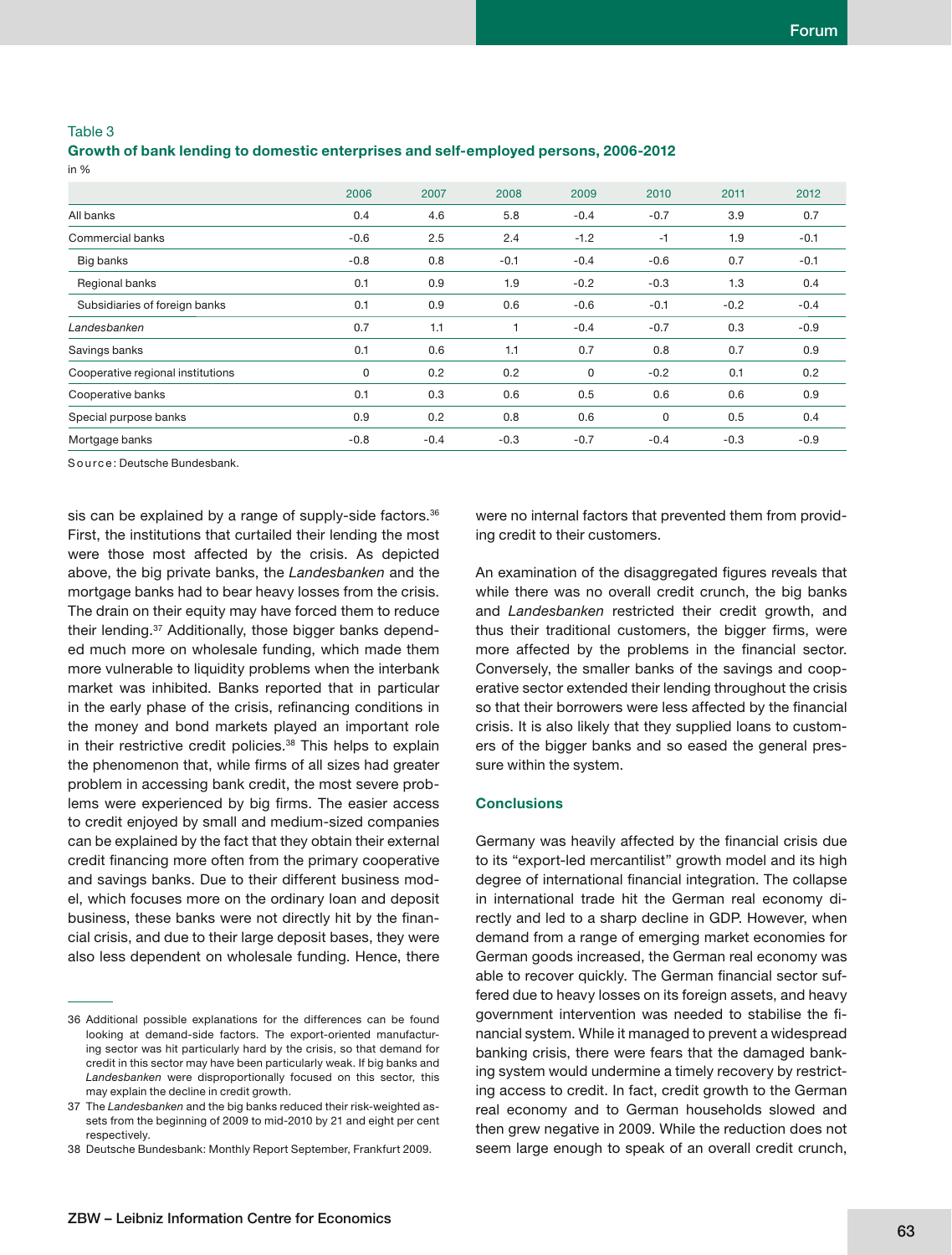Table 3

**Growth of bank lending to domestic enterprises and self-employed persons, 2006-2012**

in %

| | 2006 | 2007 | 2008 | 2009 | 2010 | 2011 | 2012 |
|---|---|---|---|---|---|---|---|
| All banks | 0.4 | 4.6 | 5.8 | -0.4 | -0.7 | 3.9 | 0.7 |
| Commercial banks | -0.6 | 2.5 | 2.4 | -1.2 | -1 | 1.9 | -0.1 |
| Big banks | -0.8 | 0.8 | -0.1 | -0.4 | -0.6 | 0.7 | -0.1 |
| Regional banks | 0.1 | 0.9 | 1.9 | -0.2 | -0.3 | 1.3 | 0.4 |
| Subsidiaries of foreign banks | 0.1 | 0.9 | 0.6 | -0.6 | -0.1 | -0.2 | -0.4 |
| *Landesbanken* | 0.7 | 1.1 | 1 | -0.4 | -0.7 | 0.3 | -0.9 |
| Savings banks | 0.1 | 0.6 | 1.1 | 0.7 | 0.8 | 0.7 | 0.9 |
| Cooperative regional institutions | 0 | 0.2 | 0.2 | 0 | -0.2 | 0.1 | 0.2 |
| Cooperative banks | 0.1 | 0.3 | 0.6 | 0.5 | 0.6 | 0.6 | 0.9 |
| Special purpose banks | 0.9 | 0.2 | 0.8 | 0.6 | 0 | 0.5 | 0.4 |
| Mortgage banks | -0.8 | -0.4 | -0.3 | -0.7 | -0.4 | -0.3 | -0.9 |

Source: Deutsche Bundesbank.

sis can be explained by a range of supply-side factors.[36] First, the institutions that curtailed their lending the most were those most affected by the crisis. As depicted above, the big private banks, the *Landesbanken* and the mortgage banks had to bear heavy losses from the crisis. The drain on their equity may have forced them to reduce their lending.[37] Additionally, those bigger banks depended much more on wholesale funding, which made them more vulnerable to liquidity problems when the interbank market was inhibited. Banks reported that in particular in the early phase of the crisis, refinancing conditions in the money and bond markets played an important role in their restrictive credit policies.[38] This helps to explain the phenomenon that, while firms of all sizes had greater problem in accessing bank credit, the most severe problems were experienced by big firms. The easier access to credit enjoyed by small and medium-sized companies can be explained by the fact that they obtain their external credit financing more often from the primary cooperative and savings banks. Due to their different business model, which focuses more on the ordinary loan and deposit business, these banks were not directly hit by the financial crisis, and due to their large deposit bases, they were also less dependent on wholesale funding. Hence, there were no internal factors that prevented them from providing credit to their customers.

An examination of the disaggregated figures reveals that while there was no overall credit crunch, the big banks and *Landesbanken* restricted their credit growth, and thus their traditional customers, the bigger firms, were more affected by the problems in the financial sector. Conversely, the smaller banks of the savings and cooperative sector extended their lending throughout the crisis so that their borrowers were less affected by the financial crisis. It is also likely that they supplied loans to customers of the bigger banks and so eased the general pressure within the system.

### Conclusions

Germany was heavily affected by the financial crisis due to its "export-led mercantilist" growth model and its high degree of international financial integration. The collapse in international trade hit the German real economy directly and led to a sharp decline in GDP. However, when demand from a range of emerging market economies for German goods increased, the German real economy was able to recover quickly. The German financial sector suffered due to heavy losses on its foreign assets, and heavy government intervention was needed to stabilise the financial system. While it managed to prevent a widespread banking crisis, there were fears that the damaged banking system would undermine a timely recovery by restricting access to credit. In fact, credit growth to the German real economy and to German households slowed and then grew negative in 2009. While the reduction does not seem large enough to speak of an overall credit crunch,

---

36 Additional possible explanations for the differences can be found looking at demand-side factors. The export-oriented manufacturing sector was hit particularly hard by the crisis, so that demand for credit in this sector may have been particularly weak. If big banks and *Landesbanken* were disproportionally focused on this sector, this may explain the decline in credit growth.

37 The *Landesbanken* and the big banks reduced their risk-weighted assets from the beginning of 2009 to mid-2010 by 21 and eight per cent respectively.

38 Deutsche Bundesbank: Monthly Report September, Frankfurt 2009.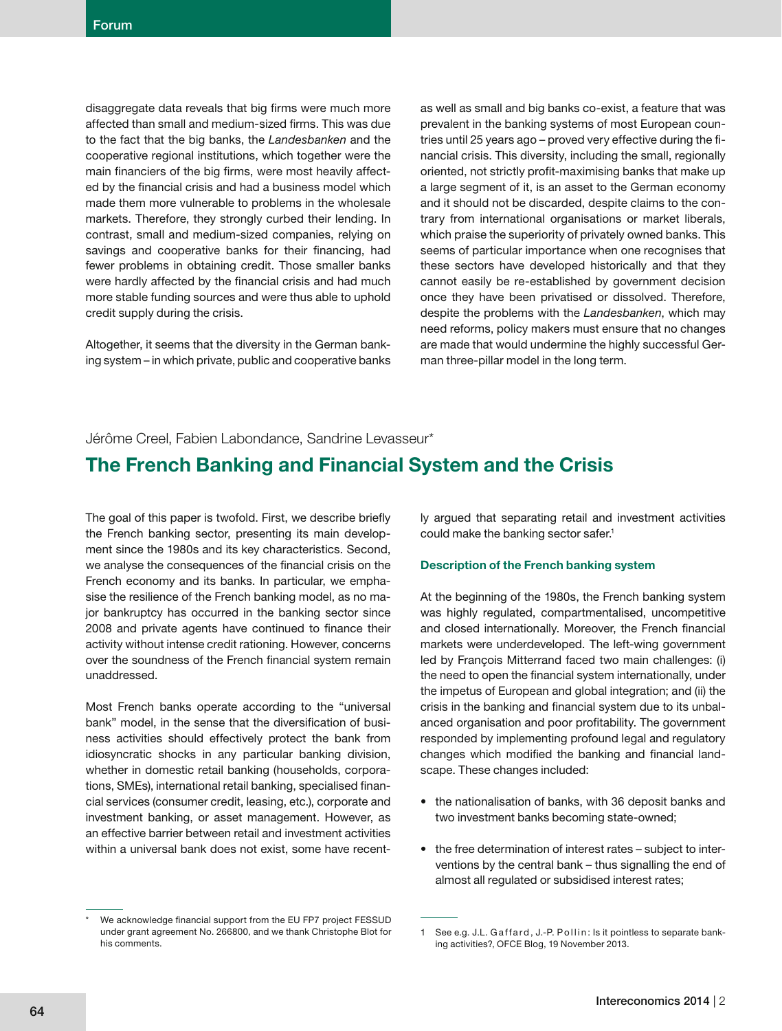disaggregate data reveals that big firms were much more affected than small and medium-sized firms. This was due to the fact that the big banks, the *Landesbanken* and the cooperative regional institutions, which together were the main financiers of the big firms, were most heavily affected by the financial crisis and had a business model which made them more vulnerable to problems in the wholesale markets. Therefore, they strongly curbed their lending. In contrast, small and medium-sized companies, relying on savings and cooperative banks for their financing, had fewer problems in obtaining credit. Those smaller banks were hardly affected by the financial crisis and had much more stable funding sources and were thus able to uphold credit supply during the crisis.

Altogether, it seems that the diversity in the German banking system – in which private, public and cooperative banks as well as small and big banks co-exist, a feature that was prevalent in the banking systems of most European countries until 25 years ago – proved very effective during the financial crisis. This diversity, including the small, regionally oriented, not strictly profit-maximising banks that make up a large segment of it, is an asset to the German economy and it should not be discarded, despite claims to the contrary from international organisations or market liberals, which praise the superiority of privately owned banks. This seems of particular importance when one recognises that these sectors have developed historically and that they cannot easily be re-established by government decision once they have been privatised or dissolved. Therefore, despite the problems with the *Landesbanken*, which may need reforms, policy makers must ensure that no changes are made that would undermine the highly successful German three-pillar model in the long term.

Jérôme Creel, Fabien Labondance, Sandrine Levasseur*

## The French Banking and Financial System and the Crisis

The goal of this paper is twofold. First, we describe briefly the French banking sector, presenting its main development since the 1980s and its key characteristics. Second, we analyse the consequences of the financial crisis on the French economy and its banks. In particular, we emphasise the resilience of the French banking model, as no major bankruptcy has occurred in the banking sector since 2008 and private agents have continued to finance their activity without intense credit rationing. However, concerns over the soundness of the French financial system remain unaddressed.

Most French banks operate according to the "universal bank" model, in the sense that the diversification of business activities should effectively protect the bank from idiosyncratic shocks in any particular banking division, whether in domestic retail banking (households, corporations, SMEs), international retail banking, specialised financial services (consumer credit, leasing, etc.), corporate and investment banking, or asset management. However, as an effective barrier between retail and investment activities within a universal bank does not exist, some have recently argued that separating retail and investment activities could make the banking sector safer.[1]

### Description of the French banking system

At the beginning of the 1980s, the French banking system was highly regulated, compartmentalised, uncompetitive and closed internationally. Moreover, the French financial markets were underdeveloped. The left-wing government led by François Mitterrand faced two main challenges: (i) the need to open the financial system internationally, under the impetus of European and global integration; and (ii) the crisis in the banking and financial system due to its unbalanced organisation and poor profitability. The government responded by implementing profound legal and regulatory changes which modified the banking and financial landscape. These changes included:

- the nationalisation of banks, with 36 deposit banks and two investment banks becoming state-owned;
- the free determination of interest rates – subject to interventions by the central bank – thus signalling the end of almost all regulated or subsidised interest rates;

\* We acknowledge financial support from the EU FP7 project FESSUD under grant agreement No. 266800, and we thank Christophe Blot for his comments.

1 See e.g. J.L. Gaffard, J.-P. Pollin: Is it pointless to separate banking activities?, OFCE Blog, 19 November 2013.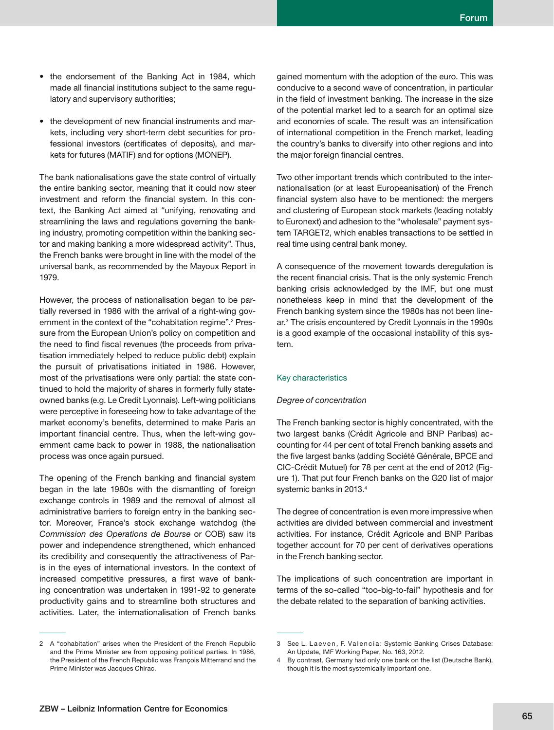- the endorsement of the Banking Act in 1984, which made all financial institutions subject to the same regulatory and supervisory authorities;
- the development of new financial instruments and markets, including very short-term debt securities for professional investors (certificates of deposits), and markets for futures (MATIF) and for options (MONEP).

The bank nationalisations gave the state control of virtually the entire banking sector, meaning that it could now steer investment and reform the financial system. In this context, the Banking Act aimed at "unifying, renovating and streamlining the laws and regulations governing the banking industry, promoting competition within the banking sector and making banking a more widespread activity". Thus, the French banks were brought in line with the model of the universal bank, as recommended by the Mayoux Report in 1979.

However, the process of nationalisation began to be partially reversed in 1986 with the arrival of a right-wing government in the context of the "cohabitation regime".[2] Pressure from the European Union's policy on competition and the need to find fiscal revenues (the proceeds from privatisation immediately helped to reduce public debt) explain the pursuit of privatisations initiated in 1986. However, most of the privatisations were only partial: the state continued to hold the majority of shares in formerly fully state-owned banks (e.g. Le Credit Lyonnais). Left-wing politicians were perceptive in foreseeing how to take advantage of the market economy's benefits, determined to make Paris an important financial centre. Thus, when the left-wing government came back to power in 1988, the nationalisation process was once again pursued.

The opening of the French banking and financial system began in the late 1980s with the dismantling of foreign exchange controls in 1989 and the removal of almost all administrative barriers to foreign entry in the banking sector. Moreover, France's stock exchange watchdog (the *Commission des Operations de Bourse* or COB) saw its power and independence strengthened, which enhanced its credibility and consequently the attractiveness of Paris in the eyes of international investors. In the context of increased competitive pressures, a first wave of banking concentration was undertaken in 1991-92 to generate productivity gains and to streamline both structures and activities. Later, the internationalisation of French banks gained momentum with the adoption of the euro. This was conducive to a second wave of concentration, in particular in the field of investment banking. The increase in the size of the potential market led to a search for an optimal size and economies of scale. The result was an intensification of international competition in the French market, leading the country's banks to diversify into other regions and into the major foreign financial centres.

Two other important trends which contributed to the internationalisation (or at least Europeanisation) of the French financial system also have to be mentioned: the mergers and clustering of European stock markets (leading notably to Euronext) and adhesion to the "wholesale" payment system TARGET2, which enables transactions to be settled in real time using central bank money.

A consequence of the movement towards deregulation is the recent financial crisis. That is the only systemic French banking crisis acknowledged by the IMF, but one must nonetheless keep in mind that the development of the French banking system since the 1980s has not been linear.[3] The crisis encountered by Credit Lyonnais in the 1990s is a good example of the occasional instability of this system.

## Key characteristics

### *Degree of concentration*

The French banking sector is highly concentrated, with the two largest banks (Crédit Agricole and BNP Paribas) accounting for 44 per cent of total French banking assets and the five largest banks (adding Société Générale, BPCE and CIC-Crédit Mutuel) for 78 per cent at the end of 2012 (Figure 1). That put four French banks on the G20 list of major systemic banks in 2013.[4]

The degree of concentration is even more impressive when activities are divided between commercial and investment activities. For instance, Crédit Agricole and BNP Paribas together account for 70 per cent of derivatives operations in the French banking sector.

The implications of such concentration are important in terms of the so-called "too-big-to-fail" hypothesis and for the debate related to the separation of banking activities.

---

2 A "cohabitation" arises when the President of the French Republic and the Prime Minister are from opposing political parties. In 1986, the President of the French Republic was François Mitterrand and the Prime Minister was Jacques Chirac.

3 See L. Laeven, F. Valencia: Systemic Banking Crises Database: An Update, IMF Working Paper, No. 163, 2012.

4 By contrast, Germany had only one bank on the list (Deutsche Bank), though it is the most systemically important one.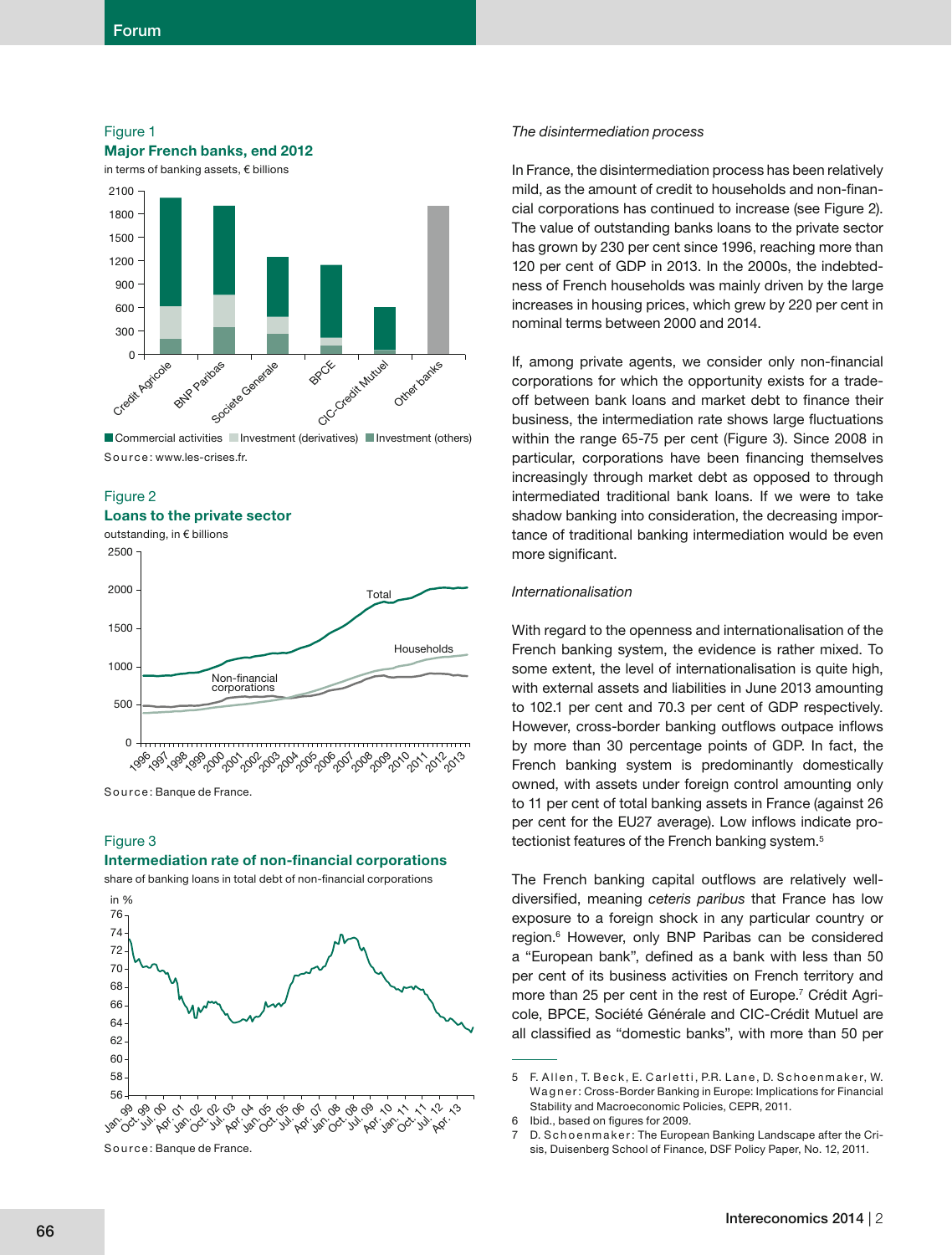Figure 1

**Major French banks, end 2012**

in terms of banking assets, € billions

2100
1800
1500
1200
900
600
300
0

Credit Agricole
BNP Paribas
Societe Generale
BPCE
CIC-Credit Mutuel
Other banks

Commercial activities
Investment (derivatives)
Investment (others)

Source: www.les-crises.fr.

Figure 2

**Loans to the private sector**

outstanding, in € billions

2500
2000
1500
1000
500
0

Total
Households
Non-financial corporations

1996 1997 1998 1999 2000 2001 2002 2003 2004 2005 2006 2007 2008 2009 2010 2011 2012 2013

Source: Banque de France.

Figure 3

**Intermediation rate of non-financial corporations**

share of banking loans in total debt of non-financial corporations

in %

76
74
72
70
68
66
64
62
60
58
56

Jan. 99 Oct. 99 Jul. 00 Apr. 01 Jan. 02 Oct. 02 Jul. 03 Apr. 04 Jan. 05 Oct. 05 Jul. 06 Apr. 07 Jan. 08 Oct. 08 Jul. 09 Apr. 10 Jan. 11 Oct. 11 Jul. 12 Apr. 13

Source: Banque de France.

*The disintermediation process*

In France, the disintermediation process has been relatively mild, as the amount of credit to households and non-financial corporations has continued to increase (see Figure 2). The value of outstanding banks loans to the private sector has grown by 230 per cent since 1996, reaching more than 120 per cent of GDP in 2013. In the 2000s, the indebtedness of French households was mainly driven by the large increases in housing prices, which grew by 220 per cent in nominal terms between 2000 and 2014.

If, among private agents, we consider only non-financial corporations for which the opportunity exists for a trade-off between bank loans and market debt to finance their business, the intermediation rate shows large fluctuations within the range 65-75 per cent (Figure 3). Since 2008 in particular, corporations have been financing themselves increasingly through market debt as opposed to through intermediated traditional bank loans. If we were to take shadow banking into consideration, the decreasing importance of traditional banking intermediation would be even more significant.

*Internationalisation*

With regard to the openness and internationalisation of the French banking system, the evidence is rather mixed. To some extent, the level of internationalisation is quite high, with external assets and liabilities in June 2013 amounting to 102.1 per cent and 70.3 per cent of GDP respectively. However, cross-border banking outflows outpace inflows by more than 30 percentage points of GDP. In fact, the French banking system is predominantly domestically owned, with assets under foreign control amounting only to 11 per cent of total banking assets in France (against 26 per cent for the EU27 average). Low inflows indicate protectionist features of the French banking system.[5]

The French banking capital outflows are relatively well-diversified, meaning *ceteris paribus* that France has low exposure to a foreign shock in any particular country or region.[6] However, only BNP Paribas can be considered a "European bank", defined as a bank with less than 50 per cent of its business activities on French territory and more than 25 per cent in the rest of Europe.[7] Crédit Agricole, BPCE, Société Générale and CIC-Crédit Mutuel are all classified as "domestic banks", with more than 50 per

5 F. Allen, T. Beck, E. Carletti, P.R. Lane, D. Schoenmaker, W. Wagner: Cross-Border Banking in Europe: Implications for Financial Stability and Macroeconomic Policies, CEPR, 2011.

6 Ibid., based on figures for 2009.

7 D. Schoenmaker: The European Banking Landscape after the Crisis, Duisenberg School of Finance, DSF Policy Paper, No. 12, 2011.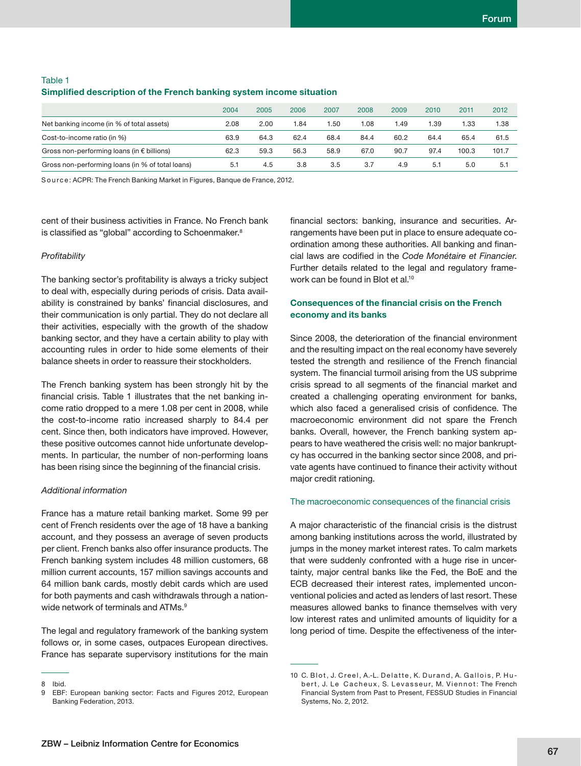Table 1

**Simplified description of the French banking system income situation**

| | 2004 | 2005 | 2006 | 2007 | 2008 | 2009 | 2010 | 2011 | 2012 |
|---|---|---|---|---|---|---|---|---|---|
| Net banking income (in % of total assets) | 2.08 | 2.00 | 1.84 | 1.50 | 1.08 | 1.49 | 1.39 | 1.33 | 1.38 |
| Cost-to-income ratio (in %) | 63.9 | 64.3 | 62.4 | 68.4 | 84.4 | 60.2 | 64.4 | 65.4 | 61.5 |
| Gross non-performing loans (in € billions) | 62.3 | 59.3 | 56.3 | 58.9 | 67.0 | 90.7 | 97.4 | 100.3 | 101.7 |
| Gross non-performing loans (in % of total loans) | 5.1 | 4.5 | 3.8 | 3.5 | 3.7 | 4.9 | 5.1 | 5.0 | 5.1 |

Source: ACPR: The French Banking Market in Figures, Banque de France, 2012.

cent of their business activities in France. No French bank is classified as "global" according to Schoenmaker.[8]

*Profitability*

The banking sector's profitability is always a tricky subject to deal with, especially during periods of crisis. Data availability is constrained by banks' financial disclosures, and their communication is only partial. They do not declare all their activities, especially with the growth of the shadow banking sector, and they have a certain ability to play with accounting rules in order to hide some elements of their balance sheets in order to reassure their stockholders.

The French banking system has been strongly hit by the financial crisis. Table 1 illustrates that the net banking income ratio dropped to a mere 1.08 per cent in 2008, while the cost-to-income ratio increased sharply to 84.4 per cent. Since then, both indicators have improved. However, these positive outcomes cannot hide unfortunate developments. In particular, the number of non-performing loans has been rising since the beginning of the financial crisis.

*Additional information*

France has a mature retail banking market. Some 99 per cent of French residents over the age of 18 have a banking account, and they possess an average of seven products per client. French banks also offer insurance products. The French banking system includes 48 million customers, 68 million current accounts, 157 million savings accounts and 64 million bank cards, mostly debit cards which are used for both payments and cash withdrawals through a nationwide network of terminals and ATMs.[9]

The legal and regulatory framework of the banking system follows or, in some cases, outpaces European directives. France has separate supervisory institutions for the main financial sectors: banking, insurance and securities. Arrangements have been put in place to ensure adequate coordination among these authorities. All banking and financial laws are codified in the *Code Monétaire et Financier*. Further details related to the legal and regulatory framework can be found in Blot et al.[10]

## Consequences of the financial crisis on the French economy and its banks

Since 2008, the deterioration of the financial environment and the resulting impact on the real economy have severely tested the strength and resilience of the French financial system. The financial turmoil arising from the US subprime crisis spread to all segments of the financial market and created a challenging operating environment for banks, which also faced a generalised crisis of confidence. The macroeconomic environment did not spare the French banks. Overall, however, the French banking system appears to have weathered the crisis well: no major bankruptcy has occurred in the banking sector since 2008, and private agents have continued to finance their activity without major credit rationing.

### The macroeconomic consequences of the financial crisis

A major characteristic of the financial crisis is the distrust among banking institutions across the world, illustrated by jumps in the money market interest rates. To calm markets that were suddenly confronted with a huge rise in uncertainty, major central banks like the Fed, the BoE and the ECB decreased their interest rates, implemented unconventional policies and acted as lenders of last resort. These measures allowed banks to finance themselves with very low interest rates and unlimited amounts of liquidity for a long period of time. Despite the effectiveness of the inter-

8 Ibid.

9 EBF: European banking sector: Facts and Figures 2012, European Banking Federation, 2013.

10 C. Blot, J. Creel, A.-L. Delatte, K. Durand, A. Gallois, P. Hubert, J. Le Cacheux, S. Levasseur, M. Viennot: The French Financial System from Past to Present, FESSUD Studies in Financial Systems, No. 2, 2012.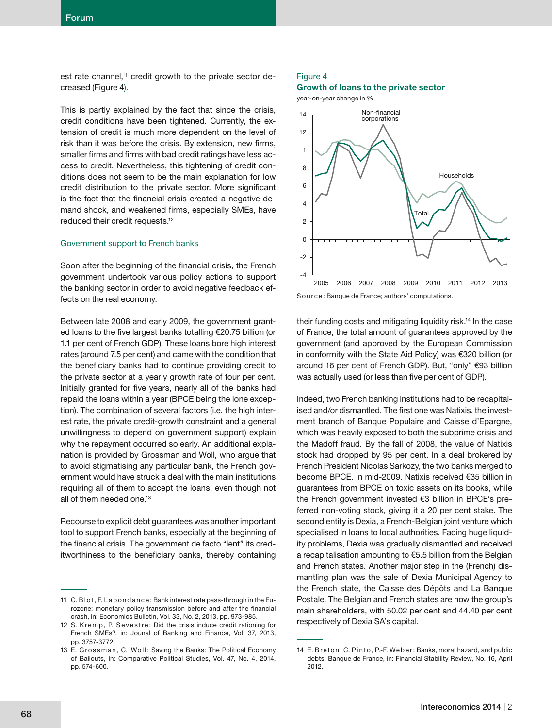est rate channel,[11] credit growth to the private sector decreased (Figure 4).

This is partly explained by the fact that since the crisis, credit conditions have been tightened. Currently, the extension of credit is much more dependent on the level of risk than it was before the crisis. By extension, new firms, smaller firms and firms with bad credit ratings have less access to credit. Nevertheless, this tightening of credit conditions does not seem to be the main explanation for low credit distribution to the private sector. More significant is the fact that the financial crisis created a negative demand shock, and weakened firms, especially SMEs, have reduced their credit requests.[12]

### Government support to French banks

Soon after the beginning of the financial crisis, the French government undertook various policy actions to support the banking sector in order to avoid negative feedback effects on the real economy.

Between late 2008 and early 2009, the government granted loans to the five largest banks totalling €20.75 billion (or 1.1 per cent of French GDP). These loans bore high interest rates (around 7.5 per cent) and came with the condition that the beneficiary banks had to continue providing credit to the private sector at a yearly growth rate of four per cent. Initially granted for five years, nearly all of the banks had repaid the loans within a year (BPCE being the lone exception). The combination of several factors (i.e. the high interest rate, the private credit-growth constraint and a general unwillingness to depend on government support) explain why the repayment occurred so early. An additional explanation is provided by Grossman and Woll, who argue that to avoid stigmatising any particular bank, the French government would have struck a deal with the main institutions requiring all of them to accept the loans, even though not all of them needed one.[13]

Recourse to explicit debt guarantees was another important tool to support French banks, especially at the beginning of the financial crisis. The government de facto "lent" its creditworthiness to the beneficiary banks, thereby containing their funding costs and mitigating liquidity risk.[14] In the case of France, the total amount of guarantees approved by the government (and approved by the European Commission in conformity with the State Aid Policy) was €320 billion (or around 16 per cent of French GDP). But, "only" €93 billion was actually used (or less than five per cent of GDP).

Indeed, two French banking institutions had to be recapitalised and/or dismantled. The first one was Natixis, the investment branch of Banque Populaire and Caisse d'Epargne, which was heavily exposed to both the subprime crisis and the Madoff fraud. By the fall of 2008, the value of Natixis stock had dropped by 95 per cent. In a deal brokered by French President Nicolas Sarkozy, the two banks merged to become BPCE. In mid-2009, Natixis received €35 billion in guarantees from BPCE on toxic assets on its books, while the French government invested €3 billion in BPCE's preferred non-voting stock, giving it a 20 per cent stake. The second entity is Dexia, a French-Belgian joint venture which specialised in loans to local authorities. Facing huge liquidity problems, Dexia was gradually dismantled and received a recapitalisation amounting to €5.5 billion from the Belgian and French states. Another major step in the (French) dismantling plan was the sale of Dexia Municipal Agency to the French state, the Caisse des Dépôts and La Banque Postale. The Belgian and French states are now the group's main shareholders, with 50.02 per cent and 44.40 per cent respectively of Dexia SA's capital.

Figure 4
**Growth of loans to the private sector**
year-on-year change in %

Source: Banque de France; authors' computations.

---

11 C. Blot, F. Labondance: Bank interest rate pass-through in the Eurozone: monetary policy transmission before and after the financial crash, in: Economics Bulletin, Vol. 33, No. 2, 2013, pp. 973-985.

12 S. Kremp, P. Sevestre: Did the crisis induce credit rationing for French SMEs?, in: Jounal of Banking and Finance, Vol. 37, 2013, pp. 3757-3772.

13 E. Grossman, C. Woll: Saving the Banks: The Political Economy of Bailouts, in: Comparative Political Studies, Vol. 47, No. 4, 2014, pp. 574-600.

14 E. Breton, C. Pinto, P.-F. Weber: Banks, moral hazard, and public debts, Banque de France, in: Financial Stability Review, No. 16, April 2012.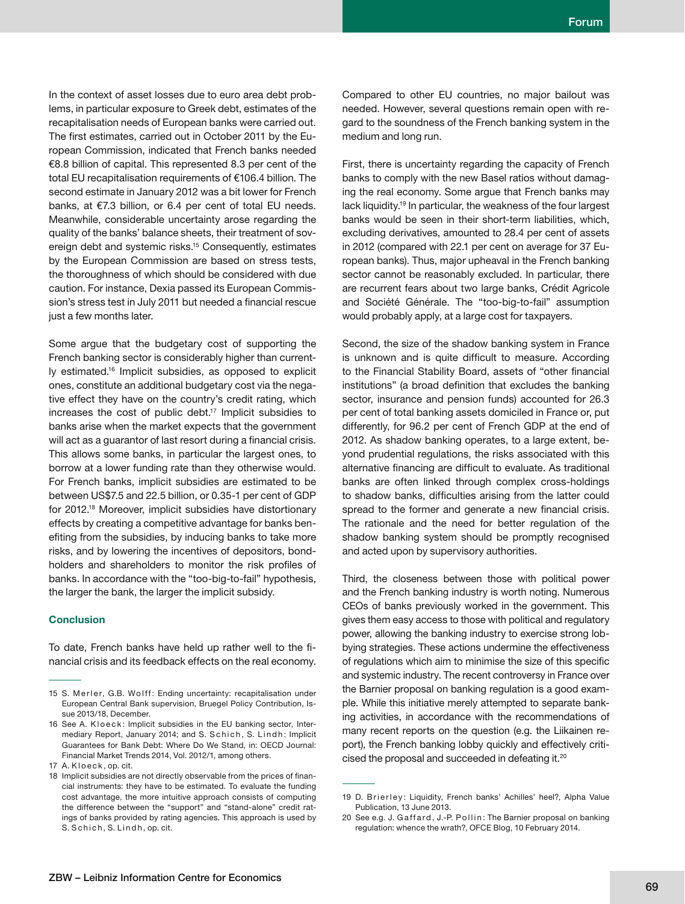In the context of asset losses due to euro area debt problems, in particular exposure to Greek debt, estimates of the recapitalisation needs of European banks were carried out. The first estimates, carried out in October 2011 by the European Commission, indicated that French banks needed €8.8 billion of capital. This represented 8.3 per cent of the total EU recapitalisation requirements of €106.4 billion. The second estimate in January 2012 was a bit lower for French banks, at €7.3 billion, or 6.4 per cent of total EU needs. Meanwhile, considerable uncertainty arose regarding the quality of the banks' balance sheets, their treatment of sovereign debt and systemic risks.[15] Consequently, estimates by the European Commission are based on stress tests, the thoroughness of which should be considered with due caution. For instance, Dexia passed its European Commission's stress test in July 2011 but needed a financial rescue just a few months later.

Some argue that the budgetary cost of supporting the French banking sector is considerably higher than currently estimated.[16] Implicit subsidies, as opposed to explicit ones, constitute an additional budgetary cost via the negative effect they have on the country's credit rating, which increases the cost of public debt.[17] Implicit subsidies to banks arise when the market expects that the government will act as a guarantor of last resort during a financial crisis. This allows some banks, in particular the largest ones, to borrow at a lower funding rate than they otherwise would. For French banks, implicit subsidies are estimated to be between US$7.5 and 22.5 billion, or 0.35-1 per cent of GDP for 2012.[18] Moreover, implicit subsidies have distortionary effects by creating a competitive advantage for banks benefiting from the subsidies, by inducing banks to take more risks, and by lowering the incentives of depositors, bondholders and shareholders to monitor the risk profiles of banks. In accordance with the "too-big-to-fail" hypothesis, the larger the bank, the larger the implicit subsidy.

### Conclusion

To date, French banks have held up rather well to the financial crisis and its feedback effects on the real economy. Compared to other EU countries, no major bailout was needed. However, several questions remain open with regard to the soundness of the French banking system in the medium and long run.

First, there is uncertainty regarding the capacity of French banks to comply with the new Basel ratios without damaging the real economy. Some argue that French banks may lack liquidity.[19] In particular, the weakness of the four largest banks would be seen in their short-term liabilities, which, excluding derivatives, amounted to 28.4 per cent of assets in 2012 (compared with 22.1 per cent on average for 37 European banks). Thus, major upheaval in the French banking sector cannot be reasonably excluded. In particular, there are recurrent fears about two large banks, Crédit Agricole and Société Générale. The "too-big-to-fail" assumption would probably apply, at a large cost for taxpayers.

Second, the size of the shadow banking system in France is unknown and is quite difficult to measure. According to the Financial Stability Board, assets of "other financial institutions" (a broad definition that excludes the banking sector, insurance and pension funds) accounted for 26.3 per cent of total banking assets domiciled in France or, put differently, for 96.2 per cent of French GDP at the end of 2012. As shadow banking operates, to a large extent, beyond prudential regulations, the risks associated with this alternative financing are difficult to evaluate. As traditional banks are often linked through complex cross-holdings to shadow banks, difficulties arising from the latter could spread to the former and generate a new financial crisis. The rationale and the need for better regulation of the shadow banking system should be promptly recognised and acted upon by supervisory authorities.

Third, the closeness between those with political power and the French banking industry is worth noting. Numerous CEOs of banks previously worked in the government. This gives them easy access to those with political and regulatory power, allowing the banking industry to exercise strong lobbying strategies. These actions undermine the effectiveness of regulations which aim to minimise the size of this specific and systemic industry. The recent controversy in France over the Barnier proposal on banking regulation is a good example. While this initiative merely attempted to separate banking activities, in accordance with the recommendations of many recent reports on the question (e.g. the Liikanen report), the French banking lobby quickly and effectively criticised the proposal and succeeded in defeating it.[20]

---

15 S. Merler, G.B. Wolff: Ending uncertainty: recapitalisation under European Central Bank supervision, Bruegel Policy Contribution, Issue 2013/18, December.

16 See A. Kloeck: Implicit subsidies in the EU banking sector, Intermediary Report, January 2014; and S. Schich, S. Lindh: Implicit Guarantees for Bank Debt: Where Do We Stand, in: OECD Journal: Financial Market Trends 2014, Vol. 2012/1, among others.

17 A. Kloeck, op. cit.

18 Implicit subsidies are not directly observable from the prices of financial instruments: they have to be estimated. To evaluate the funding cost advantage, the more intuitive approach consists of computing the difference between the "support" and "stand-alone" credit ratings of banks provided by rating agencies. This approach is used by S. Schich, S. Lindh, op. cit.

19 D. Brierley: Liquidity, French banks' Achilles' heel?, Alpha Value Publication, 13 June 2013.

20 See e.g. J. Gaffard, J.-P. Pollin: The Barnier proposal on banking regulation: whence the wrath?, OFCE Blog, 10 February 2014.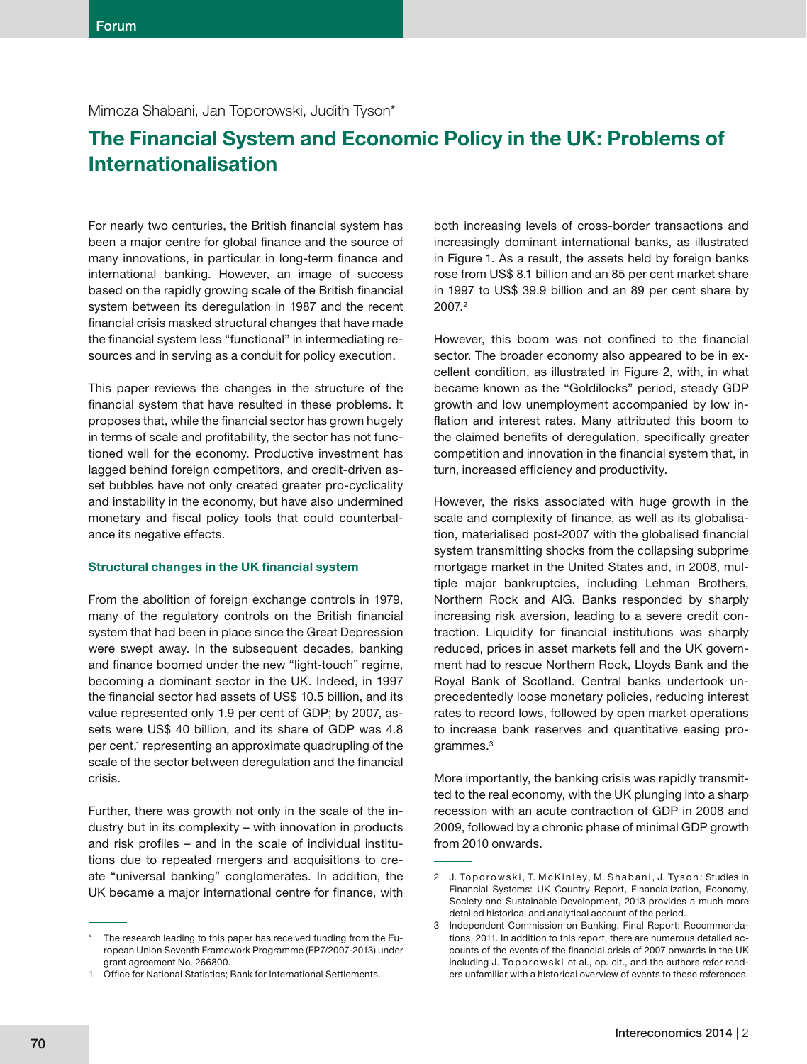Forum

Mimoza Shabani, Jan Toporowski, Judith Tyson*

# The Financial System and Economic Policy in the UK: Problems of Internationalisation

For nearly two centuries, the British financial system has been a major centre for global finance and the source of many innovations, in particular in long-term finance and international banking. However, an image of success based on the rapidly growing scale of the British financial system between its deregulation in 1987 and the recent financial crisis masked structural changes that have made the financial system less "functional" in intermediating resources and in serving as a conduit for policy execution.

This paper reviews the changes in the structure of the financial system that have resulted in these problems. It proposes that, while the financial sector has grown hugely in terms of scale and profitability, the sector has not functioned well for the economy. Productive investment has lagged behind foreign competitors, and credit-driven asset bubbles have not only created greater pro-cyclicality and instability in the economy, but have also undermined monetary and fiscal policy tools that could counterbalance its negative effects.

### Structural changes in the UK financial system

From the abolition of foreign exchange controls in 1979, many of the regulatory controls on the British financial system that had been in place since the Great Depression were swept away. In the subsequent decades, banking and finance boomed under the new "light-touch" regime, becoming a dominant sector in the UK. Indeed, in 1997 the financial sector had assets of US$ 10.5 billion, and its value represented only 1.9 per cent of GDP; by 2007, assets were US$ 40 billion, and its share of GDP was 4.8 per cent,[1] representing an approximate quadrupling of the scale of the sector between deregulation and the financial crisis.

Further, there was growth not only in the scale of the industry but in its complexity – with innovation in products and risk profiles – and in the scale of individual institutions due to repeated mergers and acquisitions to create "universal banking" conglomerates. In addition, the UK became a major international centre for finance, with both increasing levels of cross-border transactions and increasingly dominant international banks, as illustrated in Figure 1. As a result, the assets held by foreign banks rose from US$ 8.1 billion and an 85 per cent market share in 1997 to US$ 39.9 billion and an 89 per cent share by 2007.[2]

However, this boom was not confined to the financial sector. The broader economy also appeared to be in excellent condition, as illustrated in Figure 2, with, in what became known as the "Goldilocks" period, steady GDP growth and low unemployment accompanied by low inflation and interest rates. Many attributed this boom to the claimed benefits of deregulation, specifically greater competition and innovation in the financial system that, in turn, increased efficiency and productivity.

However, the risks associated with huge growth in the scale and complexity of finance, as well as its globalisation, materialised post-2007 with the globalised financial system transmitting shocks from the collapsing subprime mortgage market in the United States and, in 2008, multiple major bankruptcies, including Lehman Brothers, Northern Rock and AIG. Banks responded by sharply increasing risk aversion, leading to a severe credit contraction. Liquidity for financial institutions was sharply reduced, prices in asset markets fell and the UK government had to rescue Northern Rock, Lloyds Bank and the Royal Bank of Scotland. Central banks undertook unprecedentedly loose monetary policies, reducing interest rates to record lows, followed by open market operations to increase bank reserves and quantitative easing programmes.[3]

More importantly, the banking crisis was rapidly transmitted to the real economy, with the UK plunging into a sharp recession with an acute contraction of GDP in 2008 and 2009, followed by a chronic phase of minimal GDP growth from 2010 onwards.

---

\* The research leading to this paper has received funding from the European Union Seventh Framework Programme (FP7/2007-2013) under grant agreement No. 266800.

1 Office for National Statistics; Bank for International Settlements.

2 J. Toporowski, T. McKinley, M. Shabani, J. Tyson: Studies in Financial Systems: UK Country Report, Financialization, Economy, Society and Sustainable Development, 2013 provides a much more detailed historical and analytical account of the period.

3 Independent Commission on Banking: Final Report: Recommendations, 2011. In addition to this report, there are numerous detailed accounts of the events of the financial crisis of 2007 onwards in the UK including J. Toporowski et al., op. cit., and the authors refer readers unfamiliar with a historical overview of events to these references.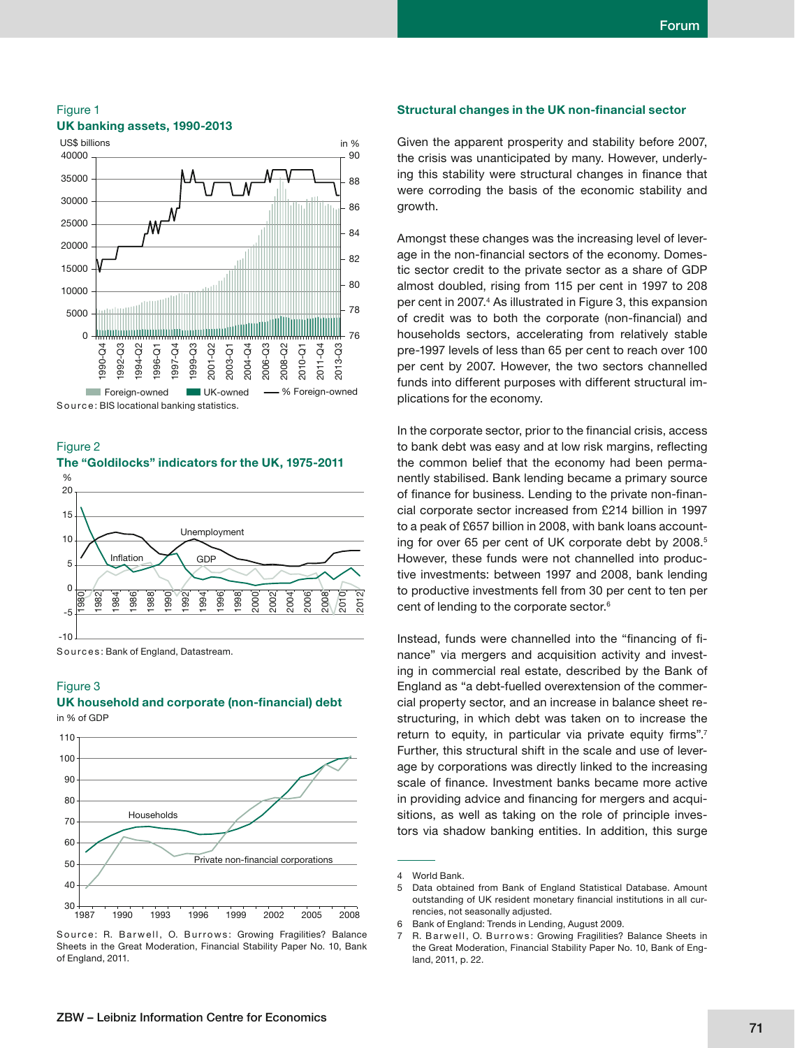Figure 1

**UK banking assets, 1990-2013**

US$ billions

in %

40000
35000
30000
25000
20000
15000
10000
5000
0

90
88
86
84
82
80
78
76

1990-Q4
1992-Q3
1994-Q2
1996-Q1
1997-Q4
1999-Q3
2001-Q2
2003-Q1
2004-Q4
2006-Q3
2008-Q2
2010-Q1
2011-Q4
2013-Q3

Foreign-owned
UK-owned
% Foreign-owned

Source: BIS locational banking statistics.

Figure 2

**The "Goldilocks" indicators for the UK, 1975-2011**

%

20
15
10
5
0
-5
-10

Unemployment
Inflation
GDP

1980
1982
1984
1986
1988
1990
1992
1994
1996
1998
2000
2002
2004
2006
2008
2010
2012

Sources: Bank of England, Datastream.

Figure 3

**UK household and corporate (non-financial) debt**

in % of GDP

110
100
90
80
70
60
50
40
30

Households
Private non-financial corporations

1987
1990
1993
1996
1999
2002
2005
2008

Source: R. Barwell, O. Burrows: Growing Fragilities? Balance Sheets in the Great Moderation, Financial Stability Paper No. 10, Bank of England, 2011.

### Structural changes in the UK non-financial sector

Given the apparent prosperity and stability before 2007, the crisis was unanticipated by many. However, underlying this stability were structural changes in finance that were corroding the basis of the economic stability and growth.

Amongst these changes was the increasing level of leverage in the non-financial sectors of the economy. Domestic sector credit to the private sector as a share of GDP almost doubled, rising from 115 per cent in 1997 to 208 per cent in 2007.[4] As illustrated in Figure 3, this expansion of credit was to both the corporate (non-financial) and households sectors, accelerating from relatively stable pre-1997 levels of less than 65 per cent to reach over 100 per cent by 2007. However, the two sectors channelled funds into different purposes with different structural implications for the economy.

In the corporate sector, prior to the financial crisis, access to bank debt was easy and at low risk margins, reflecting the common belief that the economy had been permanently stabilised. Bank lending became a primary source of finance for business. Lending to the private non-financial corporate sector increased from £214 billion in 1997 to a peak of £657 billion in 2008, with bank loans accounting for over 65 per cent of UK corporate debt by 2008.[5] However, these funds were not channelled into productive investments: between 1997 and 2008, bank lending to productive investments fell from 30 per cent to ten per cent of lending to the corporate sector.[6]

Instead, funds were channelled into the "financing of finance" via mergers and acquisition activity and investing in commercial real estate, described by the Bank of England as "a debt-fuelled overextension of the commercial property sector, and an increase in balance sheet restructuring, in which debt was taken on to increase the return to equity, in particular via private equity firms".[7] Further, this structural shift in the scale and use of leverage by corporations was directly linked to the increasing scale of finance. Investment banks became more active in providing advice and financing for mergers and acquisitions, as well as taking on the role of principle investors via shadow banking entities. In addition, this surge

4 World Bank.

5 Data obtained from Bank of England Statistical Database. Amount outstanding of UK resident monetary financial institutions in all currencies, not seasonally adjusted.

6 Bank of England: Trends in Lending, August 2009.

7 R. Barwell, O. Burrows: Growing Fragilities? Balance Sheets in the Great Moderation, Financial Stability Paper No. 10, Bank of England, 2011, p. 22.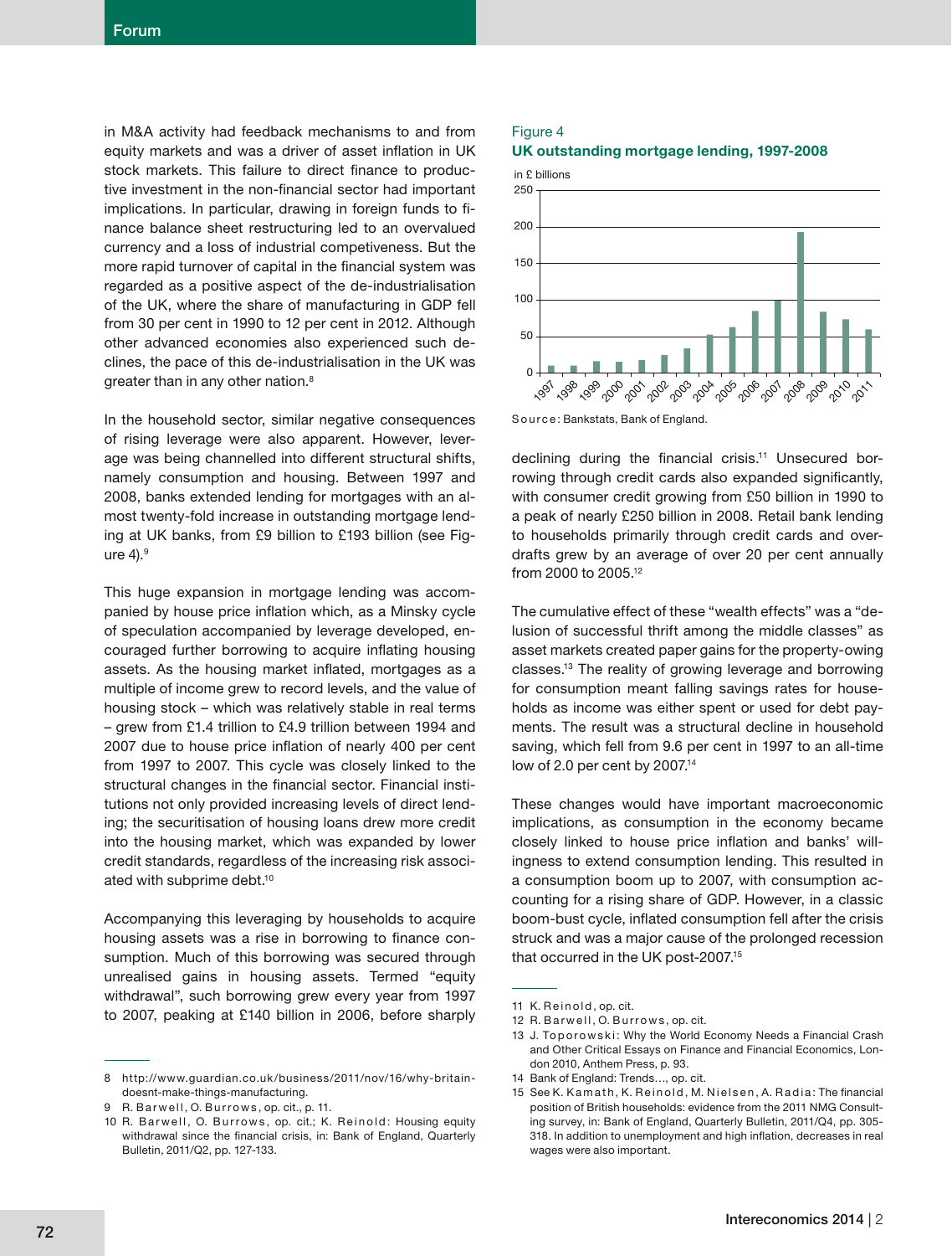in M&A activity had feedback mechanisms to and from equity markets and was a driver of asset inflation in UK stock markets. This failure to direct finance to productive investment in the non-financial sector had important implications. In particular, drawing in foreign funds to finance balance sheet restructuring led to an overvalued currency and a loss of industrial competiveness. But the more rapid turnover of capital in the financial system was regarded as a positive aspect of the de-industrialisation of the UK, where the share of manufacturing in GDP fell from 30 per cent in 1990 to 12 per cent in 2012. Although other advanced economies also experienced such declines, the pace of this de-industrialisation in the UK was greater than in any other nation.[8]

In the household sector, similar negative consequences of rising leverage were also apparent. However, leverage was being channelled into different structural shifts, namely consumption and housing. Between 1997 and 2008, banks extended lending for mortgages with an almost twenty-fold increase in outstanding mortgage lending at UK banks, from £9 billion to £193 billion (see Figure 4).[9]

This huge expansion in mortgage lending was accompanied by house price inflation which, as a Minsky cycle of speculation accompanied by leverage developed, encouraged further borrowing to acquire inflating housing assets. As the housing market inflated, mortgages as a multiple of income grew to record levels, and the value of housing stock – which was relatively stable in real terms – grew from £1.4 trillion to £4.9 trillion between 1994 and 2007 due to house price inflation of nearly 400 per cent from 1997 to 2007. This cycle was closely linked to the structural changes in the financial sector. Financial institutions not only provided increasing levels of direct lending; the securitisation of housing loans drew more credit into the housing market, which was expanded by lower credit standards, regardless of the increasing risk associated with subprime debt.[10]

Accompanying this leveraging by households to acquire housing assets was a rise in borrowing to finance consumption. Much of this borrowing was secured through unrealised gains in housing assets. Termed "equity withdrawal", such borrowing grew every year from 1997 to 2007, peaking at £140 billion in 2006, before sharply declining during the financial crisis.[11] Unsecured borrowing through credit cards also expanded significantly, with consumer credit growing from £50 billion in 1990 to a peak of nearly £250 billion in 2008. Retail bank lending to households primarily through credit cards and overdrafts grew by an average of over 20 per cent annually from 2000 to 2005.[12]

Figure 4

**UK outstanding mortgage lending, 1997-2008**

in £ billions

250
200
150
100
50
0

1997 1998 1999 2000 2001 2002 2003 2004 2005 2006 2007 2008 2009 2010 2011

Source: Bankstats, Bank of England.

The cumulative effect of these "wealth effects" was a "delusion of successful thrift among the middle classes" as asset markets created paper gains for the property-owing classes.[13] The reality of growing leverage and borrowing for consumption meant falling savings rates for households as income was either spent or used for debt payments. The result was a structural decline in household saving, which fell from 9.6 per cent in 1997 to an all-time low of 2.0 per cent by 2007.[14]

These changes would have important macroeconomic implications, as consumption in the economy became closely linked to house price inflation and banks' willingness to extend consumption lending. This resulted in a consumption boom up to 2007, with consumption accounting for a rising share of GDP. However, in a classic boom-bust cycle, inflated consumption fell after the crisis struck and was a major cause of the prolonged recession that occurred in the UK post-2007.[15]

---

8 http://www.guardian.co.uk/business/2011/nov/16/why-britain-doesnt-make-things-manufacturing.

9 R. Barwell, O. Burrows, op. cit., p. 11.

10 R. Barwell, O. Burrows, op. cit.; K. Reinold: Housing equity withdrawal since the financial crisis, in: Bank of England, Quarterly Bulletin, 2011/Q2, pp. 127-133.

11 K. Reinold, op. cit.

12 R. Barwell, O. Burrows, op. cit.

13 J. Toporowski: Why the World Economy Needs a Financial Crash and Other Critical Essays on Finance and Financial Economics, London 2010, Anthem Press, p. 93.

14 Bank of England: Trends…, op. cit.

15 See K. Kamath, K. Reinold, M. Nielsen, A. Radia: The financial position of British households: evidence from the 2011 NMG Consulting survey, in: Bank of England, Quarterly Bulletin, 2011/Q4, pp. 305-318. In addition to unemployment and high inflation, decreases in real wages were also important.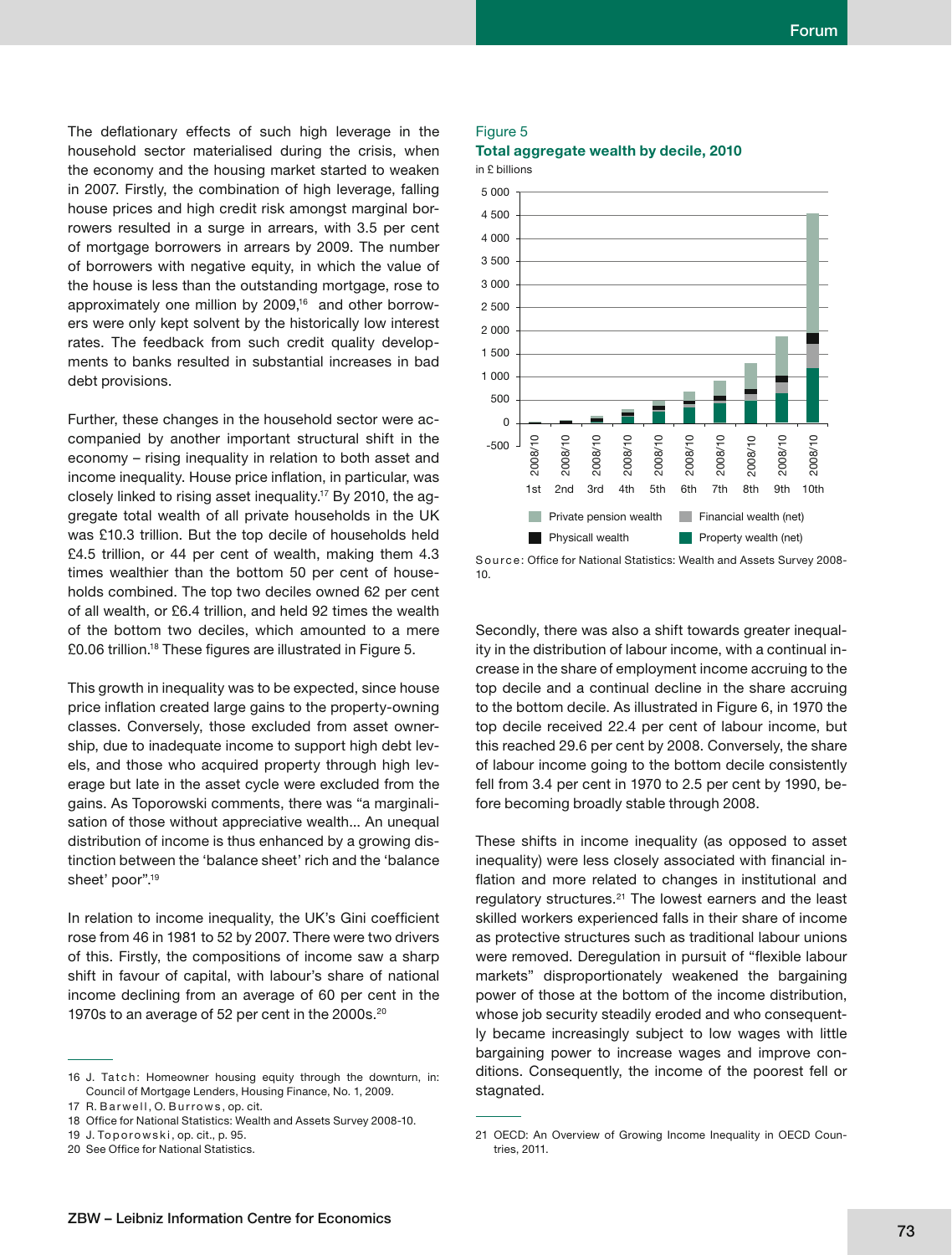The deflationary effects of such high leverage in the household sector materialised during the crisis, when the economy and the housing market started to weaken in 2007. Firstly, the combination of high leverage, falling house prices and high credit risk amongst marginal borrowers resulted in a surge in arrears, with 3.5 per cent of mortgage borrowers in arrears by 2009. The number of borrowers with negative equity, in which the value of the house is less than the outstanding mortgage, rose to approximately one million by 2009,[16] and other borrowers were only kept solvent by the historically low interest rates. The feedback from such credit quality developments to banks resulted in substantial increases in bad debt provisions.

Further, these changes in the household sector were accompanied by another important structural shift in the economy – rising inequality in relation to both asset and income inequality. House price inflation, in particular, was closely linked to rising asset inequality.[17] By 2010, the aggregate total wealth of all private households in the UK was £10.3 trillion. But the top decile of households held £4.5 trillion, or 44 per cent of wealth, making them 4.3 times wealthier than the bottom 50 per cent of households combined. The top two deciles owned 62 per cent of all wealth, or £6.4 trillion, and held 92 times the wealth of the bottom two deciles, which amounted to a mere £0.06 trillion.[18] These figures are illustrated in Figure 5.

This growth in inequality was to be expected, since house price inflation created large gains to the property-owning classes. Conversely, those excluded from asset ownership, due to inadequate income to support high debt levels, and those who acquired property through high leverage but late in the asset cycle were excluded from the gains. As Toporowski comments, there was "a marginalisation of those without appreciative wealth... An unequal distribution of income is thus enhanced by a growing distinction between the 'balance sheet' rich and the 'balance sheet' poor".[19]

In relation to income inequality, the UK's Gini coefficient rose from 46 in 1981 to 52 by 2007. There were two drivers of this. Firstly, the compositions of income saw a sharp shift in favour of capital, with labour's share of national income declining from an average of 60 per cent in the 1970s to an average of 52 per cent in the 2000s.[20]

Figure 5

**Total aggregate wealth by decile, 2010**

in £ billions

5 000
4 500
4 000
3 500
3 000
2 500
2 000
1 500
1 000
500
0
-500

2008/10 2008/10 2008/10 2008/10 2008/10 2008/10 2008/10 2008/10 2008/10 2008/10

1st 2nd 3rd 4th 5th 6th 7th 8th 9th 10th

Private pension wealth
Financial wealth (net)
Physicall wealth
Property wealth (net)

Source: Office for National Statistics: Wealth and Assets Survey 2008-10.

Secondly, there was also a shift towards greater inequality in the distribution of labour income, with a continual increase in the share of employment income accruing to the top decile and a continual decline in the share accruing to the bottom decile. As illustrated in Figure 6, in 1970 the top decile received 22.4 per cent of labour income, but this reached 29.6 per cent by 2008. Conversely, the share of labour income going to the bottom decile consistently fell from 3.4 per cent in 1970 to 2.5 per cent by 1990, before becoming broadly stable through 2008.

These shifts in income inequality (as opposed to asset inequality) were less closely associated with financial inflation and more related to changes in institutional and regulatory structures.[21] The lowest earners and the least skilled workers experienced falls in their share of income as protective structures such as traditional labour unions were removed. Deregulation in pursuit of "flexible labour markets" disproportionately weakened the bargaining power of those at the bottom of the income distribution, whose job security steadily eroded and who consequently became increasingly subject to low wages with little bargaining power to increase wages and improve conditions. Consequently, the income of the poorest fell or stagnated.

---

16 J. Tatch: Homeowner housing equity through the downturn, in: Council of Mortgage Lenders, Housing Finance, No. 1, 2009.

17 R. Barwell, O. Burrows, op. cit.

18 Office for National Statistics: Wealth and Assets Survey 2008-10.

19 J. Toporowski, op. cit., p. 95.

20 See Office for National Statistics.

21 OECD: An Overview of Growing Income Inequality in OECD Countries, 2011.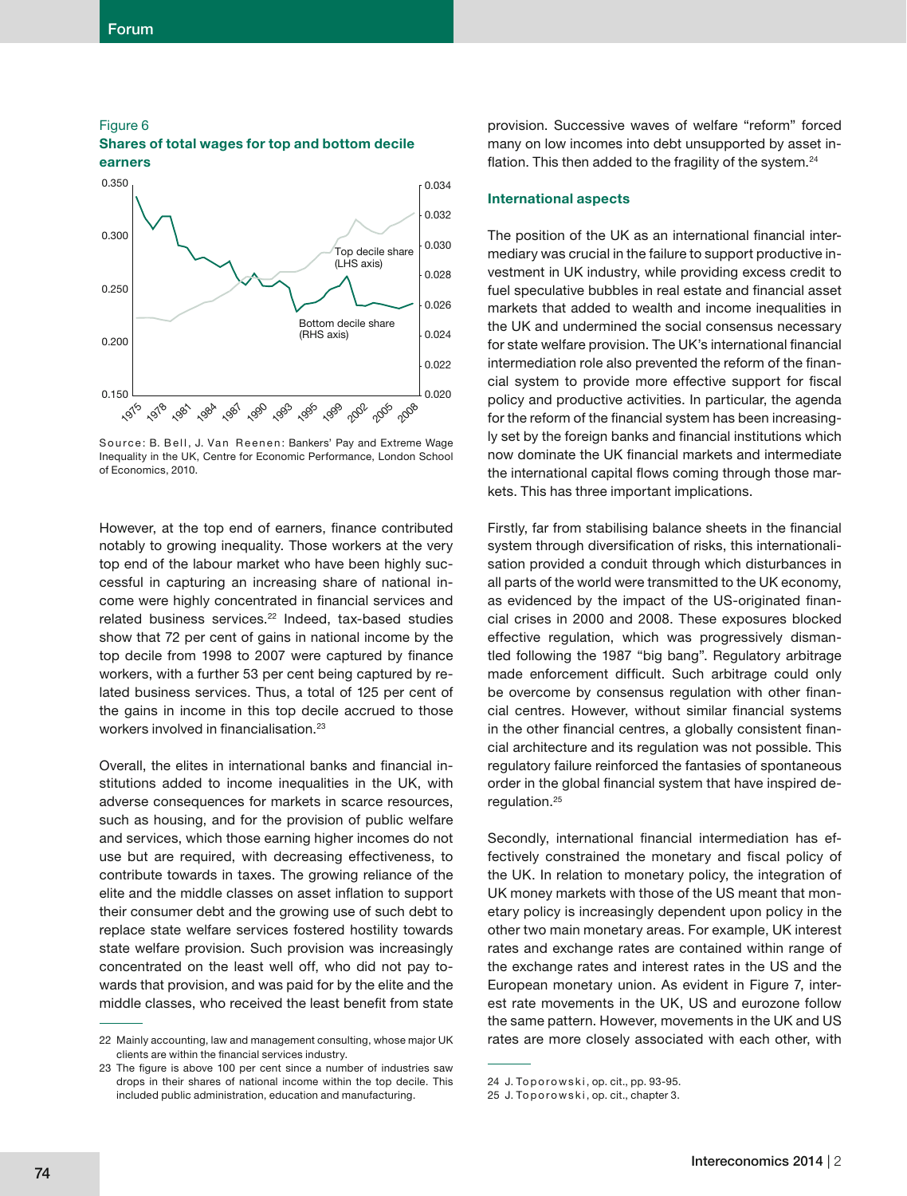Figure 6

**Shares of total wages for top and bottom decile earners**

0.350
0.300
0.250
0.200
0.150

0.034
0.032
0.030
0.028
0.026
0.024
0.022
0.020

Top decile share (LHS axis)

Bottom decile share (RHS axis)

1975 1978 1981 1984 1987 1990 1993 1995 1999 2002 2005 2008

Source: B. Bell, J. Van Reenen: Bankers' Pay and Extreme Wage Inequality in the UK, Centre for Economic Performance, London School of Economics, 2010.

However, at the top end of earners, finance contributed notably to growing inequality. Those workers at the very top end of the labour market who have been highly successful in capturing an increasing share of national income were highly concentrated in financial services and related business services.[22] Indeed, tax-based studies show that 72 per cent of gains in national income by the top decile from 1998 to 2007 were captured by finance workers, with a further 53 per cent being captured by related business services. Thus, a total of 125 per cent of the gains in income in this top decile accrued to those workers involved in financialisation.[23]

Overall, the elites in international banks and financial institutions added to income inequalities in the UK, with adverse consequences for markets in scarce resources, such as housing, and for the provision of public welfare and services, which those earning higher incomes do not use but are required, with decreasing effectiveness, to contribute towards in taxes. The growing reliance of the elite and the middle classes on asset inflation to support their consumer debt and the growing use of such debt to replace state welfare services fostered hostility towards state welfare provision. Such provision was increasingly concentrated on the least well off, who did not pay towards that provision, and was paid for by the elite and the middle classes, who received the least benefit from state provision. Successive waves of welfare "reform" forced many on low incomes into debt unsupported by asset inflation. This then added to the fragility of the system.[24]

### International aspects

The position of the UK as an international financial intermediary was crucial in the failure to support productive investment in UK industry, while providing excess credit to fuel speculative bubbles in real estate and financial asset markets that added to wealth and income inequalities in the UK and undermined the social consensus necessary for state welfare provision. The UK's international financial intermediation role also prevented the reform of the financial system to provide more effective support for fiscal policy and productive activities. In particular, the agenda for the reform of the financial system has been increasingly set by the foreign banks and financial institutions which now dominate the UK financial markets and intermediate the international capital flows coming through those markets. This has three important implications.

Firstly, far from stabilising balance sheets in the financial system through diversification of risks, this internationalisation provided a conduit through which disturbances in all parts of the world were transmitted to the UK economy, as evidenced by the impact of the US-originated financial crises in 2000 and 2008. These exposures blocked effective regulation, which was progressively dismantled following the 1987 "big bang". Regulatory arbitrage made enforcement difficult. Such arbitrage could only be overcome by consensus regulation with other financial centres. However, without similar financial systems in the other financial centres, a globally consistent financial architecture and its regulation was not possible. This regulatory failure reinforced the fantasies of spontaneous order in the global financial system that have inspired deregulation.[25]

Secondly, international financial intermediation has effectively constrained the monetary and fiscal policy of the UK. In relation to monetary policy, the integration of UK money markets with those of the US meant that monetary policy is increasingly dependent upon policy in the other two main monetary areas. For example, UK interest rates and exchange rates are contained within range of the exchange rates and interest rates in the US and the European monetary union. As evident in Figure 7, interest rate movements in the UK, US and eurozone follow the same pattern. However, movements in the UK and US rates are more closely associated with each other, with

22 Mainly accounting, law and management consulting, whose major UK clients are within the financial services industry.

23 The figure is above 100 per cent since a number of industries saw drops in their shares of national income within the top decile. This included public administration, education and manufacturing.

24 J. Toporowski, op. cit., pp. 93-95.

25 J. Toporowski, op. cit., chapter 3.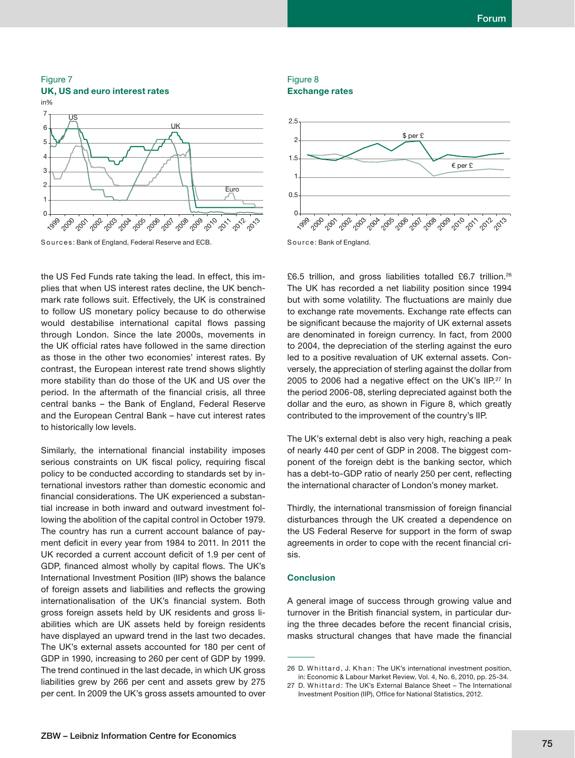Figure 7

**UK, US and euro interest rates**

in%

7
6
5
4
3
2
1
0

US
UK
Euro

1999 2000 2001 2002 2003 2004 2005 2006 2007 2008 2009 2010 2011 2012 2013

Sources: Bank of England, Federal Reserve and ECB.

Figure 8

**Exchange rates**

2.5
2
1.5
1
0.5
0

$ per £
€ per £

1999 2000 2001 2002 2003 2004 2005 2006 2007 2008 2009 2010 2011 2012 2013

Source: Bank of England.

the US Fed Funds rate taking the lead. In effect, this implies that when US interest rates decline, the UK benchmark rate follows suit. Effectively, the UK is constrained to follow US monetary policy because to do otherwise would destabilise international capital flows passing through London. Since the late 2000s, movements in the UK official rates have followed in the same direction as those in the other two economies' interest rates. By contrast, the European interest rate trend shows slightly more stability than do those of the UK and US over the period. In the aftermath of the financial crisis, all three central banks – the Bank of England, Federal Reserve and the European Central Bank – have cut interest rates to historically low levels.

Similarly, the international financial instability imposes serious constraints on UK fiscal policy, requiring fiscal policy to be conducted according to standards set by international investors rather than domestic economic and financial considerations. The UK experienced a substantial increase in both inward and outward investment following the abolition of the capital control in October 1979. The country has run a current account balance of payment deficit in every year from 1984 to 2011. In 2011 the UK recorded a current account deficit of 1.9 per cent of GDP, financed almost wholly by capital flows. The UK's International Investment Position (IIP) shows the balance of foreign assets and liabilities and reflects the growing internationalisation of the UK's financial system. Both gross foreign assets held by UK residents and gross liabilities which are UK assets held by foreign residents have displayed an upward trend in the last two decades. The UK's external assets accounted for 180 per cent of GDP in 1990, increasing to 260 per cent of GDP by 1999. The trend continued in the last decade, in which UK gross liabilities grew by 266 per cent and assets grew by 275 per cent. In 2009 the UK's gross assets amounted to over £6.5 trillion, and gross liabilities totalled £6.7 trillion.[26] The UK has recorded a net liability position since 1994 but with some volatility. The fluctuations are mainly due to exchange rate movements. Exchange rate effects can be significant because the majority of UK external assets are denominated in foreign currency. In fact, from 2000 to 2004, the depreciation of the sterling against the euro led to a positive revaluation of UK external assets. Conversely, the appreciation of sterling against the dollar from 2005 to 2006 had a negative effect on the UK's IIP.[27] In the period 2006-08, sterling depreciated against both the dollar and the euro, as shown in Figure 8, which greatly contributed to the improvement of the country's IIP.

The UK's external debt is also very high, reaching a peak of nearly 440 per cent of GDP in 2008. The biggest component of the foreign debt is the banking sector, which has a debt-to-GDP ratio of nearly 250 per cent, reflecting the international character of London's money market.

Thirdly, the international transmission of foreign financial disturbances through the UK created a dependence on the US Federal Reserve for support in the form of swap agreements in order to cope with the recent financial crisis.

## Conclusion

A general image of success through growing value and turnover in the British financial system, in particular during the three decades before the recent financial crisis, masks structural changes that have made the financial

26 D. Whittard, J. Khan: The UK's international investment position, in: Economic & Labour Market Review, Vol. 4, No. 6, 2010, pp. 25-34.

27 D. Whittard: The UK's External Balance Sheet – The International Investment Position (IIP), Office for National Statistics, 2012.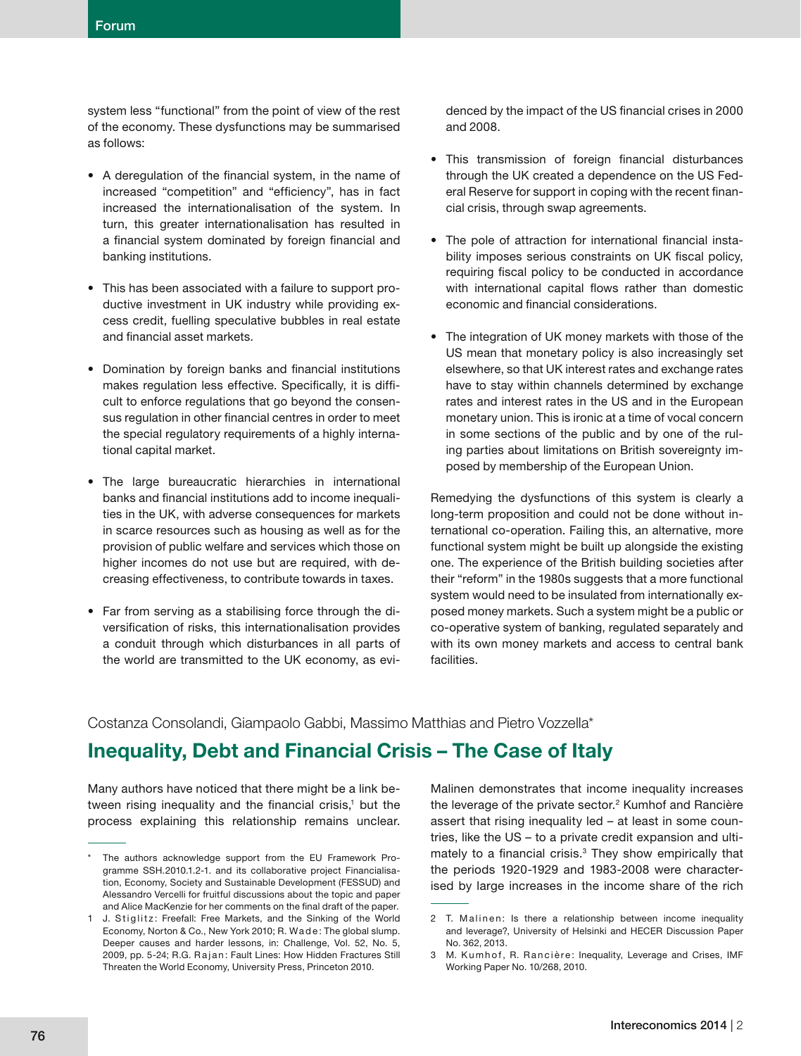system less "functional" from the point of view of the rest of the economy. These dysfunctions may be summarised as follows:

- A deregulation of the financial system, in the name of increased "competition" and "efficiency", has in fact increased the internationalisation of the system. In turn, this greater internationalisation has resulted in a financial system dominated by foreign financial and banking institutions.
- This has been associated with a failure to support productive investment in UK industry while providing excess credit, fuelling speculative bubbles in real estate and financial asset markets.
- Domination by foreign banks and financial institutions makes regulation less effective. Specifically, it is difficult to enforce regulations that go beyond the consensus regulation in other financial centres in order to meet the special regulatory requirements of a highly international capital market.
- The large bureaucratic hierarchies in international banks and financial institutions add to income inequalities in the UK, with adverse consequences for markets in scarce resources such as housing as well as for the provision of public welfare and services which those on higher incomes do not use but are required, with decreasing effectiveness, to contribute towards in taxes.
- Far from serving as a stabilising force through the diversification of risks, this internationalisation provides a conduit through which disturbances in all parts of the world are transmitted to the UK economy, as evidenced by the impact of the US financial crises in 2000 and 2008.
- This transmission of foreign financial disturbances through the UK created a dependence on the US Federal Reserve for support in coping with the recent financial crisis, through swap agreements.
- The pole of attraction for international financial instability imposes serious constraints on UK fiscal policy, requiring fiscal policy to be conducted in accordance with international capital flows rather than domestic economic and financial considerations.
- The integration of UK money markets with those of the US mean that monetary policy is also increasingly set elsewhere, so that UK interest rates and exchange rates have to stay within channels determined by exchange rates and interest rates in the US and in the European monetary union. This is ironic at a time of vocal concern in some sections of the public and by one of the ruling parties about limitations on British sovereignty imposed by membership of the European Union.

Remedying the dysfunctions of this system is clearly a long-term proposition and could not be done without international co-operation. Failing this, an alternative, more functional system might be built up alongside the existing one. The experience of the British building societies after their "reform" in the 1980s suggests that a more functional system would need to be insulated from internationally exposed money markets. Such a system might be a public or co-operative system of banking, regulated separately and with its own money markets and access to central bank facilities.

Costanza Consolandi, Giampaolo Gabbi, Massimo Matthias and Pietro Vozzella*

## Inequality, Debt and Financial Crisis – The Case of Italy

Many authors have noticed that there might be a link between rising inequality and the financial crisis,[1] but the process explaining this relationship remains unclear. Malinen demonstrates that income inequality increases the leverage of the private sector.[2] Kumhof and Rancière assert that rising inequality led – at least in some countries, like the US – to a private credit expansion and ultimately to a financial crisis.[3] They show empirically that the periods 1920-1929 and 1983-2008 were characterised by large increases in the income share of the rich

---

\* The authors acknowledge support from the EU Framework Programme SSH.2010.1.2-1. and its collaborative project Financialisation, Economy, Society and Sustainable Development (FESSUD) and Alessandro Vercelli for fruitful discussions about the topic and paper and Alice MacKenzie for her comments on the final draft of the paper.

1 J. Stiglitz: Freefall: Free Markets, and the Sinking of the World Economy, Norton & Co., New York 2010; R. Wade: The global slump. Deeper causes and harder lessons, in: Challenge, Vol. 52, No. 5, 2009, pp. 5-24; R.G. Rajan: Fault Lines: How Hidden Fractures Still Threaten the World Economy, University Press, Princeton 2010.

2 T. Malinen: Is there a relationship between income inequality and leverage?, University of Helsinki and HECER Discussion Paper No. 362, 2013.

3 M. Kumhof, R. Rancière: Inequality, Leverage and Crises, IMF Working Paper No. 10/268, 2010.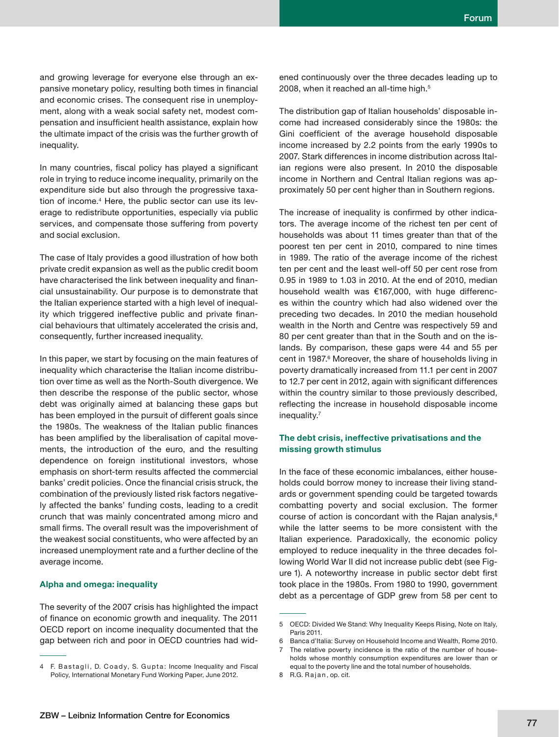and growing leverage for everyone else through an expansive monetary policy, resulting both times in financial and economic crises. The consequent rise in unemployment, along with a weak social safety net, modest compensation and insufficient health assistance, explain how the ultimate impact of the crisis was the further growth of inequality.

In many countries, fiscal policy has played a significant role in trying to reduce income inequality, primarily on the expenditure side but also through the progressive taxation of income.[4] Here, the public sector can use its leverage to redistribute opportunities, especially via public services, and compensate those suffering from poverty and social exclusion.

The case of Italy provides a good illustration of how both private credit expansion as well as the public credit boom have characterised the link between inequality and financial unsustainability. Our purpose is to demonstrate that the Italian experience started with a high level of inequality which triggered ineffective public and private financial behaviours that ultimately accelerated the crisis and, consequently, further increased inequality.

In this paper, we start by focusing on the main features of inequality which characterise the Italian income distribution over time as well as the North-South divergence. We then describe the response of the public sector, whose debt was originally aimed at balancing these gaps but has been employed in the pursuit of different goals since the 1980s. The weakness of the Italian public finances has been amplified by the liberalisation of capital movements, the introduction of the euro, and the resulting dependence on foreign institutional investors, whose emphasis on short-term results affected the commercial banks' credit policies. Once the financial crisis struck, the combination of the previously listed risk factors negatively affected the banks' funding costs, leading to a credit crunch that was mainly concentrated among micro and small firms. The overall result was the impoverishment of the weakest social constituents, who were affected by an increased unemployment rate and a further decline of the average income.

### Alpha and omega: inequality

The severity of the 2007 crisis has highlighted the impact of finance on economic growth and inequality. The 2011 OECD report on income inequality documented that the gap between rich and poor in OECD countries had widened continuously over the three decades leading up to 2008, when it reached an all-time high.[5]

The distribution gap of Italian households' disposable income had increased considerably since the 1980s: the Gini coefficient of the average household disposable income increased by 2.2 points from the early 1990s to 2007. Stark differences in income distribution across Italian regions were also present. In 2010 the disposable income in Northern and Central Italian regions was approximately 50 per cent higher than in Southern regions.

The increase of inequality is confirmed by other indicators. The average income of the richest ten per cent of households was about 11 times greater than that of the poorest ten per cent in 2010, compared to nine times in 1989. The ratio of the average income of the richest ten per cent and the least well-off 50 per cent rose from 0.95 in 1989 to 1.03 in 2010. At the end of 2010, median household wealth was €167,000, with huge differences within the country which had also widened over the preceding two decades. In 2010 the median household wealth in the North and Centre was respectively 59 and 80 per cent greater than that in the South and on the islands. By comparison, these gaps were 44 and 55 per cent in 1987.[6] Moreover, the share of households living in poverty dramatically increased from 11.1 per cent in 2007 to 12.7 per cent in 2012, again with significant differences within the country similar to those previously described, reflecting the increase in household disposable income inequality.[7]

### The debt crisis, ineffective privatisations and the missing growth stimulus

In the face of these economic imbalances, either households could borrow money to increase their living standards or government spending could be targeted towards combatting poverty and social exclusion. The former course of action is concordant with the Rajan analysis,[8] while the latter seems to be more consistent with the Italian experience. Paradoxically, the economic policy employed to reduce inequality in the three decades following World War II did not increase public debt (see Figure 1). A noteworthy increase in public sector debt first took place in the 1980s. From 1980 to 1990, government debt as a percentage of GDP grew from 58 per cent to

---

4 F. Bastagli, D. Coady, S. Gupta: Income Inequality and Fiscal Policy, International Monetary Fund Working Paper, June 2012.

5 OECD: Divided We Stand: Why Inequality Keeps Rising, Note on Italy, Paris 2011.

6 Banca d'Italia: Survey on Household Income and Wealth, Rome 2010.

7 The relative poverty incidence is the ratio of the number of households whose monthly consumption expenditures are lower than or equal to the poverty line and the total number of households.

8 R.G. Rajan, op. cit.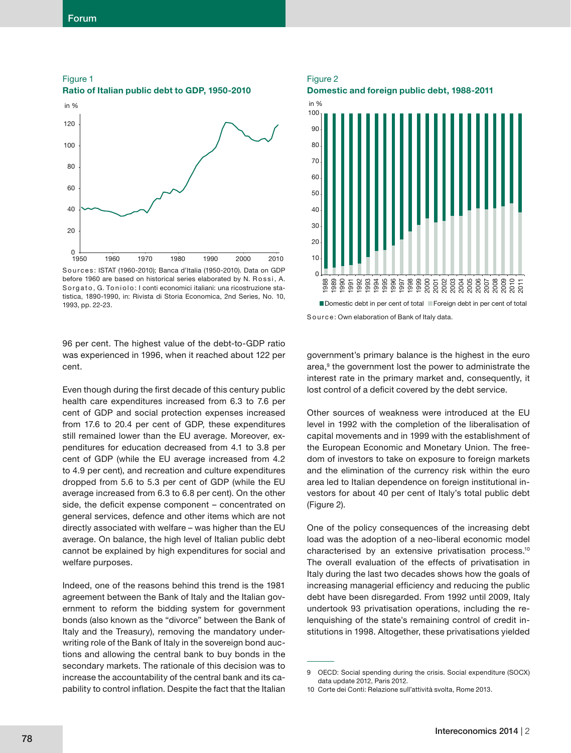Figure 1
**Ratio of Italian public debt to GDP, 1950-2010**

in %

120
100
80
60
40
20
0
1950 1960 1970 1980 1990 2000 2010

Sources: ISTAT (1960-2010); Banca d'Italia (1950-2010). Data on GDP before 1960 are based on historical series elaborated by N. Rossi, A. Sorgato, G. Toniolo: I conti economici italiani: una ricostruzione statistica, 1890-1990, in: Rivista di Storia Economica, 2nd Series, No. 10, 1993, pp. 22-23.

Figure 2
**Domestic and foreign public debt, 1988-2011**

in %

100
90
80
70
60
50
40
30
20
10
0

1988 1989 1990 1991 1992 1993 1994 1995 1996 1997 1998 1999 2000 2001 2002 2003 2004 2005 2006 2007 2008 2009 2010 2011

Domestic debt in per cent of total   Foreign debt in per cent of total

Source: Own elaboration of Bank of Italy data.

96 per cent. The highest value of the debt-to-GDP ratio was experienced in 1996, when it reached about 122 per cent.

Even though during the first decade of this century public health care expenditures increased from 6.3 to 7.6 per cent of GDP and social protection expenses increased from 17.6 to 20.4 per cent of GDP, these expenditures still remained lower than the EU average. Moreover, expenditures for education decreased from 4.1 to 3.8 per cent of GDP (while the EU average increased from 4.2 to 4.9 per cent), and recreation and culture expenditures dropped from 5.6 to 5.3 per cent of GDP (while the EU average increased from 6.3 to 6.8 per cent). On the other side, the deficit expense component – concentrated on general services, defence and other items which are not directly associated with welfare – was higher than the EU average. On balance, the high level of Italian public debt cannot be explained by high expenditures for social and welfare purposes.

Indeed, one of the reasons behind this trend is the 1981 agreement between the Bank of Italy and the Italian government to reform the bidding system for government bonds (also known as the "divorce" between the Bank of Italy and the Treasury), removing the mandatory underwriting role of the Bank of Italy in the sovereign bond auctions and allowing the central bank to buy bonds in the secondary markets. The rationale of this decision was to increase the accountability of the central bank and its capability to control inflation. Despite the fact that the Italian government's primary balance is the highest in the euro area,[9] the government lost the power to administrate the interest rate in the primary market and, consequently, it lost control of a deficit covered by the debt service.

Other sources of weakness were introduced at the EU level in 1992 with the completion of the liberalisation of capital movements and in 1999 with the establishment of the European Economic and Monetary Union. The freedom of investors to take on exposure to foreign markets and the elimination of the currency risk within the euro area led to Italian dependence on foreign institutional investors for about 40 per cent of Italy's total public debt (Figure 2).

One of the policy consequences of the increasing debt load was the adoption of a neo-liberal economic model characterised by an extensive privatisation process.[10] The overall evaluation of the effects of privatisation in Italy during the last two decades shows how the goals of increasing managerial efficiency and reducing the public debt have been disregarded. From 1992 until 2009, Italy undertook 93 privatisation operations, including the relinquishing of the state's remaining control of credit institutions in 1998. Altogether, these privatisations yielded

9 OECD: Social spending during the crisis. Social expenditure (SOCX) data update 2012, Paris 2012.

10 Corte dei Conti: Relazione sull'attività svolta, Rome 2013.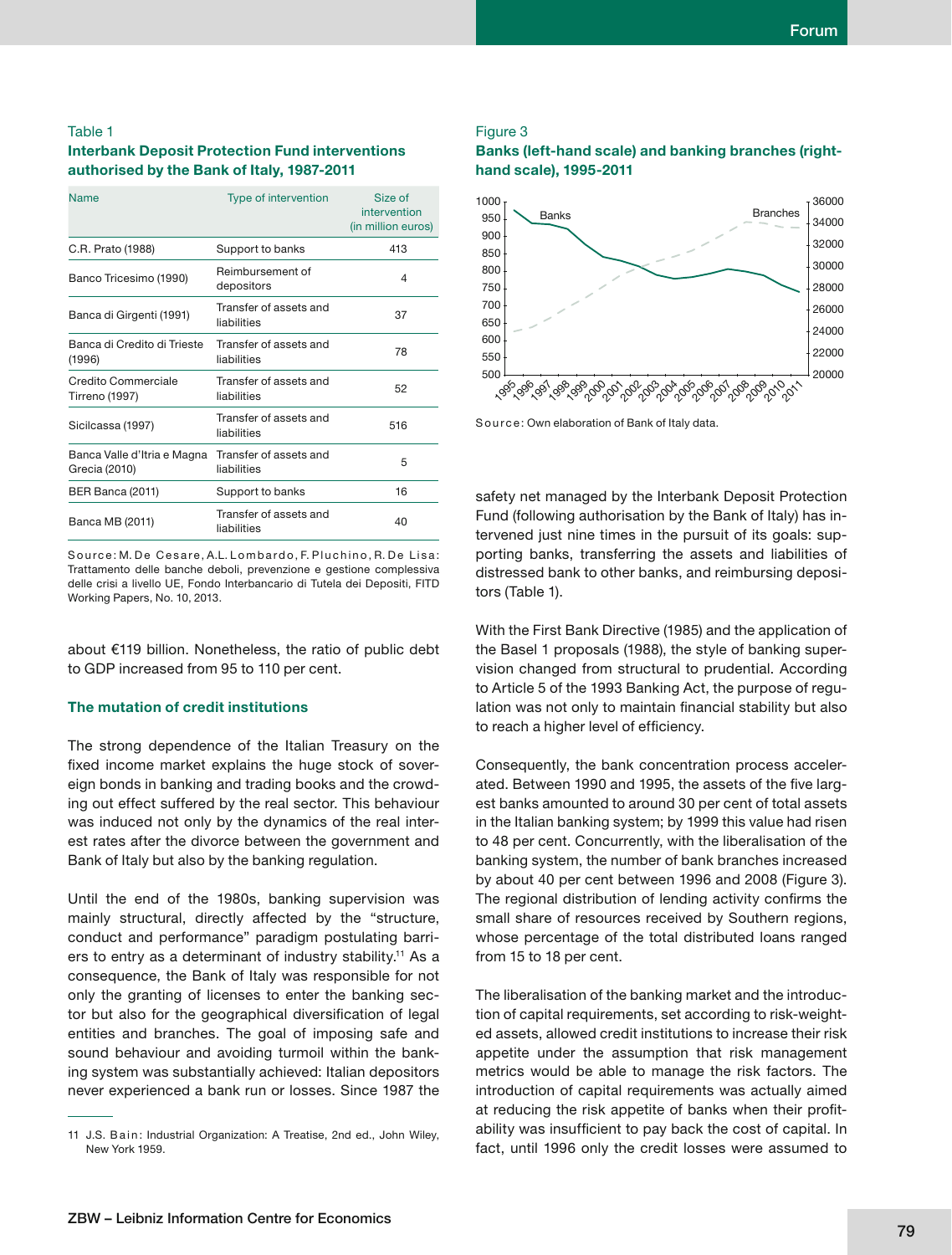Table 1

**Interbank Deposit Protection Fund interventions authorised by the Bank of Italy, 1987-2011**

| Name | Type of intervention | Size of intervention (in million euros) |
|---|---|---|
| C.R. Prato (1988) | Support to banks | 413 |
| Banco Tricesimo (1990) | Reimbursement of depositors | 4 |
| Banca di Girgenti (1991) | Transfer of assets and liabilities | 37 |
| Banca di Credito di Trieste (1996) | Transfer of assets and liabilities | 78 |
| Credito Commerciale Tirreno (1997) | Transfer of assets and liabilities | 52 |
| Sicilcassa (1997) | Transfer of assets and liabilities | 516 |
| Banca Valle d'Itria e Magna Grecia (2010) | Transfer of assets and liabilities | 5 |
| BER Banca (2011) | Support to banks | 16 |
| Banca MB (2011) | Transfer of assets and liabilities | 40 |

Source: M. De Cesare, A.L. Lombardo, F. Pluchino, R. De Lisa: Trattamento delle banche deboli, prevenzione e gestione complessiva delle crisi a livello UE, Fondo Interbancario di Tutela dei Depositi, FITD Working Papers, No. 10, 2013.

about €119 billion. Nonetheless, the ratio of public debt to GDP increased from 95 to 110 per cent.

### The mutation of credit institutions

The strong dependence of the Italian Treasury on the fixed income market explains the huge stock of sovereign bonds in banking and trading books and the crowding out effect suffered by the real sector. This behaviour was induced not only by the dynamics of the real interest rates after the divorce between the government and Bank of Italy but also by the banking regulation.

Until the end of the 1980s, banking supervision was mainly structural, directly affected by the "structure, conduct and performance" paradigm postulating barriers to entry as a determinant of industry stability.[11] As a consequence, the Bank of Italy was responsible for not only the granting of licenses to enter the banking sector but also for the geographical diversification of legal entities and branches. The goal of imposing safe and sound behaviour and avoiding turmoil within the banking system was substantially achieved: Italian depositors never experienced a bank run or losses. Since 1987 the safety net managed by the Interbank Deposit Protection Fund (following authorisation by the Bank of Italy) has intervened just nine times in the pursuit of its goals: supporting banks, transferring the assets and liabilities of distressed bank to other banks, and reimbursing depositors (Table 1).

Figure 3

**Banks (left-hand scale) and banking branches (right-hand scale), 1995-2011**

Banks

Branches

1000
950
900
850
800
750
700
650
600
550
500

36000
34000
32000
30000
28000
26000
24000
22000
20000

1995 1996 1997 1998 1999 2000 2001 2002 2003 2004 2005 2006 2007 2008 2009 2010 2011

Source: Own elaboration of Bank of Italy data.

With the First Bank Directive (1985) and the application of the Basel 1 proposals (1988), the style of banking supervision changed from structural to prudential. According to Article 5 of the 1993 Banking Act, the purpose of regulation was not only to maintain financial stability but also to reach a higher level of efficiency.

Consequently, the bank concentration process accelerated. Between 1990 and 1995, the assets of the five largest banks amounted to around 30 per cent of total assets in the Italian banking system; by 1999 this value had risen to 48 per cent. Concurrently, with the liberalisation of the banking system, the number of bank branches increased by about 40 per cent between 1996 and 2008 (Figure 3). The regional distribution of lending activity confirms the small share of resources received by Southern regions, whose percentage of the total distributed loans ranged from 15 to 18 per cent.

The liberalisation of the banking market and the introduction of capital requirements, set according to risk-weighted assets, allowed credit institutions to increase their risk appetite under the assumption that risk management metrics would be able to manage the risk factors. The introduction of capital requirements was actually aimed at reducing the risk appetite of banks when their profitability was insufficient to pay back the cost of capital. In fact, until 1996 only the credit losses were assumed to

11 J.S. Bain: Industrial Organization: A Treatise, 2nd ed., John Wiley, New York 1959.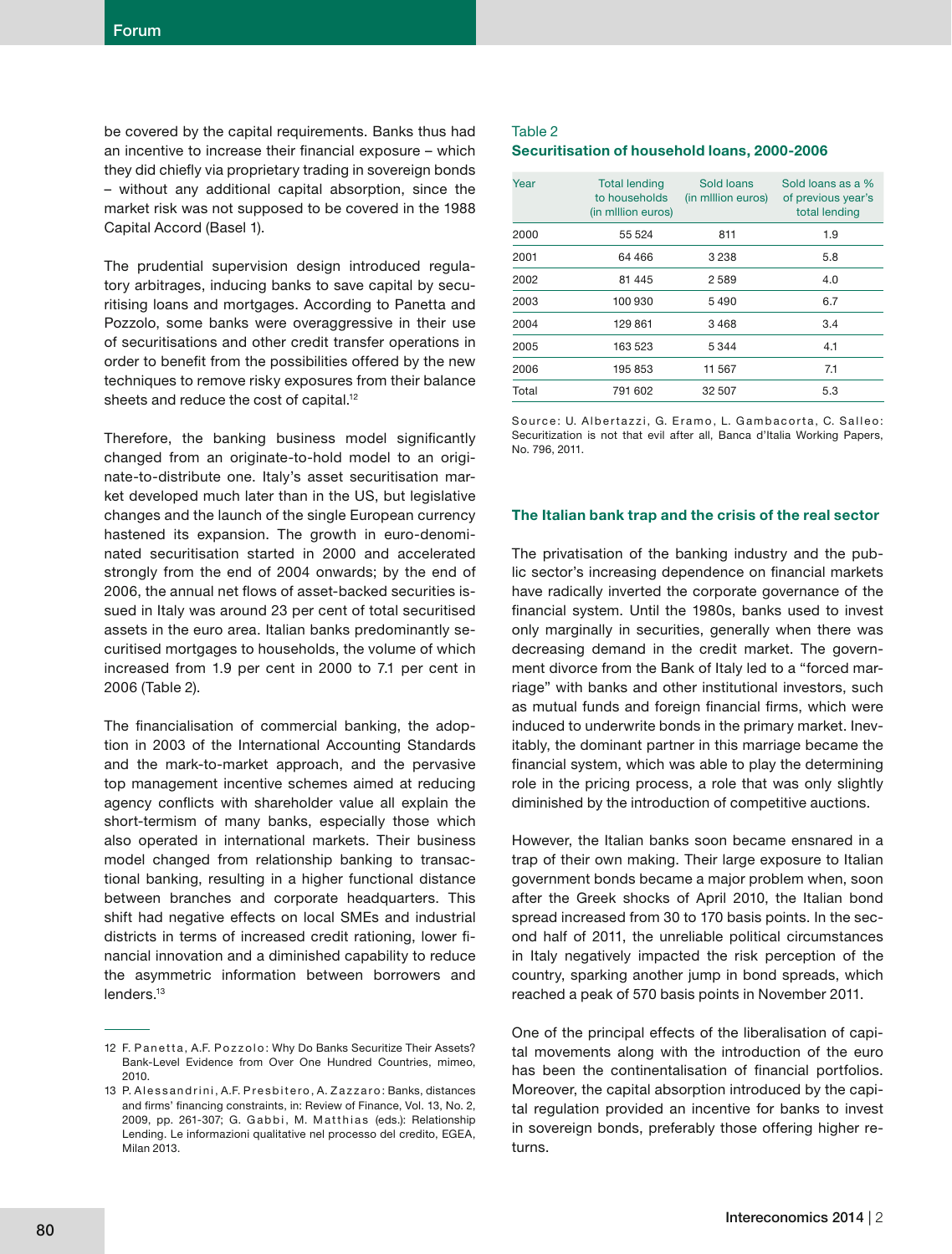be covered by the capital requirements. Banks thus had an incentive to increase their financial exposure – which they did chiefly via proprietary trading in sovereign bonds – without any additional capital absorption, since the market risk was not supposed to be covered in the 1988 Capital Accord (Basel 1).

The prudential supervision design introduced regulatory arbitrages, inducing banks to save capital by securitising loans and mortgages. According to Panetta and Pozzolo, some banks were overaggressive in their use of securitisations and other credit transfer operations in order to benefit from the possibilities offered by the new techniques to remove risky exposures from their balance sheets and reduce the cost of capital.[12]

Therefore, the banking business model significantly changed from an originate-to-hold model to an originate-to-distribute one. Italy's asset securitisation market developed much later than in the US, but legislative changes and the launch of the single European currency hastened its expansion. The growth in euro-denominated securitisation started in 2000 and accelerated strongly from the end of 2004 onwards; by the end of 2006, the annual net flows of asset-backed securities issued in Italy was around 23 per cent of total securitised assets in the euro area. Italian banks predominantly securitised mortgages to households, the volume of which increased from 1.9 per cent in 2000 to 7.1 per cent in 2006 (Table 2).

The financialisation of commercial banking, the adoption in 2003 of the International Accounting Standards and the mark-to-market approach, and the pervasive top management incentive schemes aimed at reducing agency conflicts with shareholder value all explain the short-termism of many banks, especially those which also operated in international markets. Their business model changed from relationship banking to transactional banking, resulting in a higher functional distance between branches and corporate headquarters. This shift had negative effects on local SMEs and industrial districts in terms of increased credit rationing, lower financial innovation and a diminished capability to reduce the asymmetric information between borrowers and lenders.[13]

Table 2

**Securitisation of household loans, 2000-2006**

| Year | Total lending to households (in mllion euros) | Sold loans (in mllion euros) | Sold loans as a % of previous year's total lending |
|---|---|---|---|
| 2000 | 55 524 | 811 | 1.9 |
| 2001 | 64 466 | 3 238 | 5.8 |
| 2002 | 81 445 | 2 589 | 4.0 |
| 2003 | 100 930 | 5 490 | 6.7 |
| 2004 | 129 861 | 3 468 | 3.4 |
| 2005 | 163 523 | 5 344 | 4.1 |
| 2006 | 195 853 | 11 567 | 7.1 |
| Total | 791 602 | 32 507 | 5.3 |

Source: U. Albertazzi, G. Eramo, L. Gambacorta, C. Salleo: Securitization is not that evil after all, Banca d'Italia Working Papers, No. 796, 2011.

### The Italian bank trap and the crisis of the real sector

The privatisation of the banking industry and the public sector's increasing dependence on financial markets have radically inverted the corporate governance of the financial system. Until the 1980s, banks used to invest only marginally in securities, generally when there was decreasing demand in the credit market. The government divorce from the Bank of Italy led to a "forced marriage" with banks and other institutional investors, such as mutual funds and foreign financial firms, which were induced to underwrite bonds in the primary market. Inevitably, the dominant partner in this marriage became the financial system, which was able to play the determining role in the pricing process, a role that was only slightly diminished by the introduction of competitive auctions.

However, the Italian banks soon became ensnared in a trap of their own making. Their large exposure to Italian government bonds became a major problem when, soon after the Greek shocks of April 2010, the Italian bond spread increased from 30 to 170 basis points. In the second half of 2011, the unreliable political circumstances in Italy negatively impacted the risk perception of the country, sparking another jump in bond spreads, which reached a peak of 570 basis points in November 2011.

One of the principal effects of the liberalisation of capital movements along with the introduction of the euro has been the continentalisation of financial portfolios. Moreover, the capital absorption introduced by the capital regulation provided an incentive for banks to invest in sovereign bonds, preferably those offering higher returns.

---

12 F. Panetta, A.F. Pozzolo: Why Do Banks Securitize Their Assets? Bank-Level Evidence from Over One Hundred Countries, mimeo, 2010.

13 P. Alessandrini, A.F. Presbitero, A. Zazzaro: Banks, distances and firms' financing constraints, in: Review of Finance, Vol. 13, No. 2, 2009, pp. 261-307; G. Gabbi, M. Matthias (eds.): Relationship Lending. Le informazioni qualitative nel processo del credito, EGEA, Milan 2013.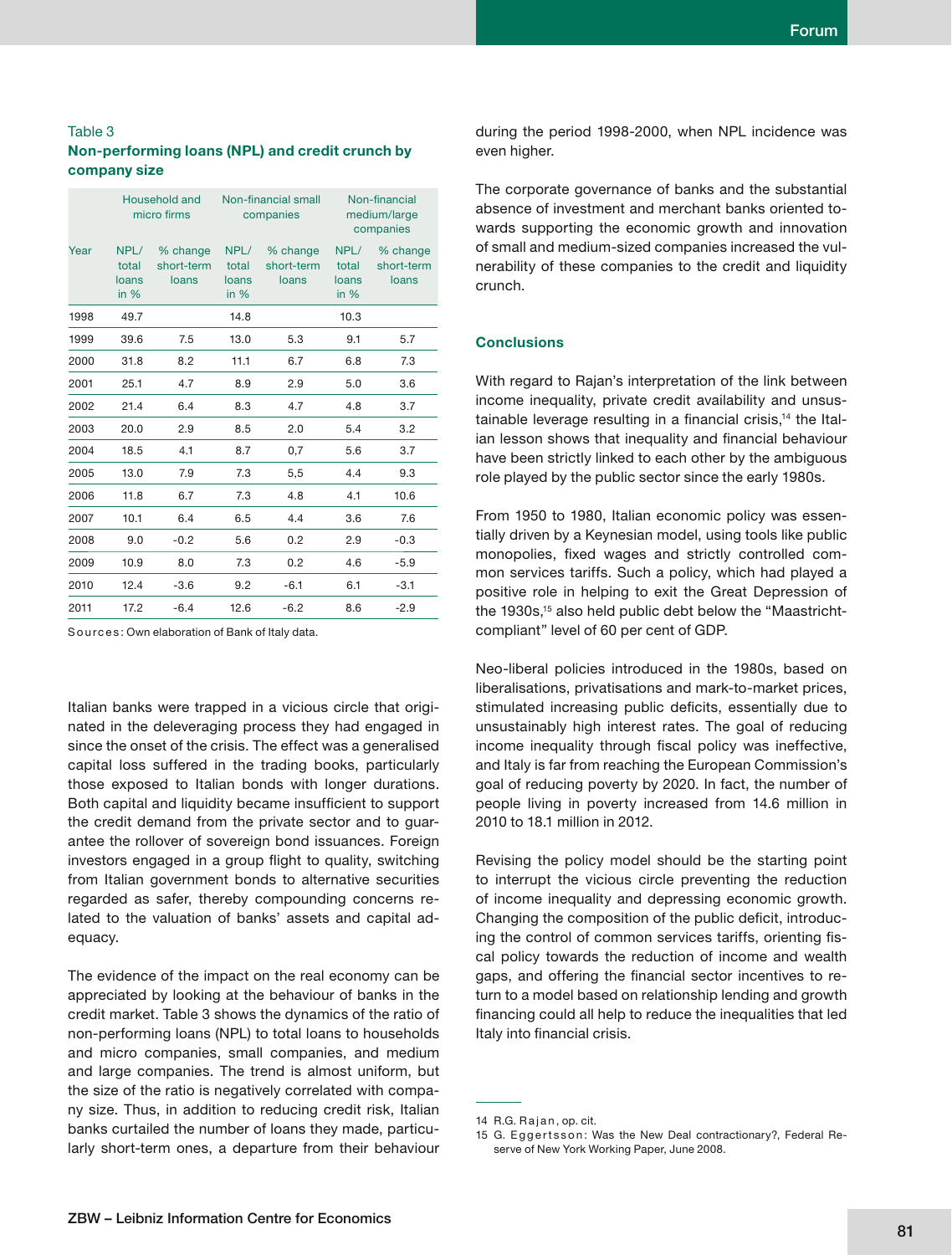Table 3

**Non-performing loans (NPL) and credit crunch by company size**

| | Household and micro firms | | Non-financial small companies | | Non-financial medium/large companies | |
|---|---|---|---|---|---|---|
| Year | NPL/ total loans in % | % change short-term loans | NPL/ total loans in % | % change short-term loans | NPL/ total loans in % | % change short-term loans |
| 1998 | 49.7 | | 14.8 | | 10.3 | |
| 1999 | 39.6 | 7.5 | 13.0 | 5.3 | 9.1 | 5.7 |
| 2000 | 31.8 | 8.2 | 11.1 | 6.7 | 6.8 | 7.3 |
| 2001 | 25.1 | 4.7 | 8.9 | 2.9 | 5.0 | 3.6 |
| 2002 | 21.4 | 6.4 | 8.3 | 4.7 | 4.8 | 3.7 |
| 2003 | 20.0 | 2.9 | 8.5 | 2.0 | 5.4 | 3.2 |
| 2004 | 18.5 | 4.1 | 8.7 | 0,7 | 5.6 | 3.7 |
| 2005 | 13.0 | 7.9 | 7.3 | 5,5 | 4.4 | 9.3 |
| 2006 | 11.8 | 6.7 | 7.3 | 4.8 | 4.1 | 10.6 |
| 2007 | 10.1 | 6.4 | 6.5 | 4.4 | 3.6 | 7.6 |
| 2008 | 9.0 | -0.2 | 5.6 | 0.2 | 2.9 | -0.3 |
| 2009 | 10.9 | 8.0 | 7.3 | 0.2 | 4.6 | -5.9 |
| 2010 | 12.4 | -3.6 | 9.2 | -6.1 | 6.1 | -3.1 |
| 2011 | 17.2 | -6.4 | 12.6 | -6.2 | 8.6 | -2.9 |

Sources: Own elaboration of Bank of Italy data.

Italian banks were trapped in a vicious circle that originated in the deleveraging process they had engaged in since the onset of the crisis. The effect was a generalised capital loss suffered in the trading books, particularly those exposed to Italian bonds with longer durations. Both capital and liquidity became insufficient to support the credit demand from the private sector and to guarantee the rollover of sovereign bond issuances. Foreign investors engaged in a group flight to quality, switching from Italian government bonds to alternative securities regarded as safer, thereby compounding concerns related to the valuation of banks' assets and capital adequacy.

The evidence of the impact on the real economy can be appreciated by looking at the behaviour of banks in the credit market. Table 3 shows the dynamics of the ratio of non-performing loans (NPL) to total loans to households and micro companies, small companies, and medium and large companies. The trend is almost uniform, but the size of the ratio is negatively correlated with company size. Thus, in addition to reducing credit risk, Italian banks curtailed the number of loans they made, particularly short-term ones, a departure from their behaviour during the period 1998-2000, when NPL incidence was even higher.

The corporate governance of banks and the substantial absence of investment and merchant banks oriented towards supporting the economic growth and innovation of small and medium-sized companies increased the vulnerability of these companies to the credit and liquidity crunch.

## Conclusions

With regard to Rajan's interpretation of the link between income inequality, private credit availability and unsustainable leverage resulting in a financial crisis,[14] the Italian lesson shows that inequality and financial behaviour have been strictly linked to each other by the ambiguous role played by the public sector since the early 1980s.

From 1950 to 1980, Italian economic policy was essentially driven by a Keynesian model, using tools like public monopolies, fixed wages and strictly controlled common services tariffs. Such a policy, which had played a positive role in helping to exit the Great Depression of the 1930s,[15] also held public debt below the "Maastricht-compliant" level of 60 per cent of GDP.

Neo-liberal policies introduced in the 1980s, based on liberalisations, privatisations and mark-to-market prices, stimulated increasing public deficits, essentially due to unsustainably high interest rates. The goal of reducing income inequality through fiscal policy was ineffective, and Italy is far from reaching the European Commission's goal of reducing poverty by 2020. In fact, the number of people living in poverty increased from 14.6 million in 2010 to 18.1 million in 2012.

Revising the policy model should be the starting point to interrupt the vicious circle preventing the reduction of income inequality and depressing economic growth. Changing the composition of the public deficit, introducing the control of common services tariffs, orienting fiscal policy towards the reduction of income and wealth gaps, and offering the financial sector incentives to return to a model based on relationship lending and growth financing could all help to reduce the inequalities that led Italy into financial crisis.

14 R.G. Rajan, op. cit.

15 G. Eggertsson: Was the New Deal contractionary?, Federal Reserve of New York Working Paper, June 2008.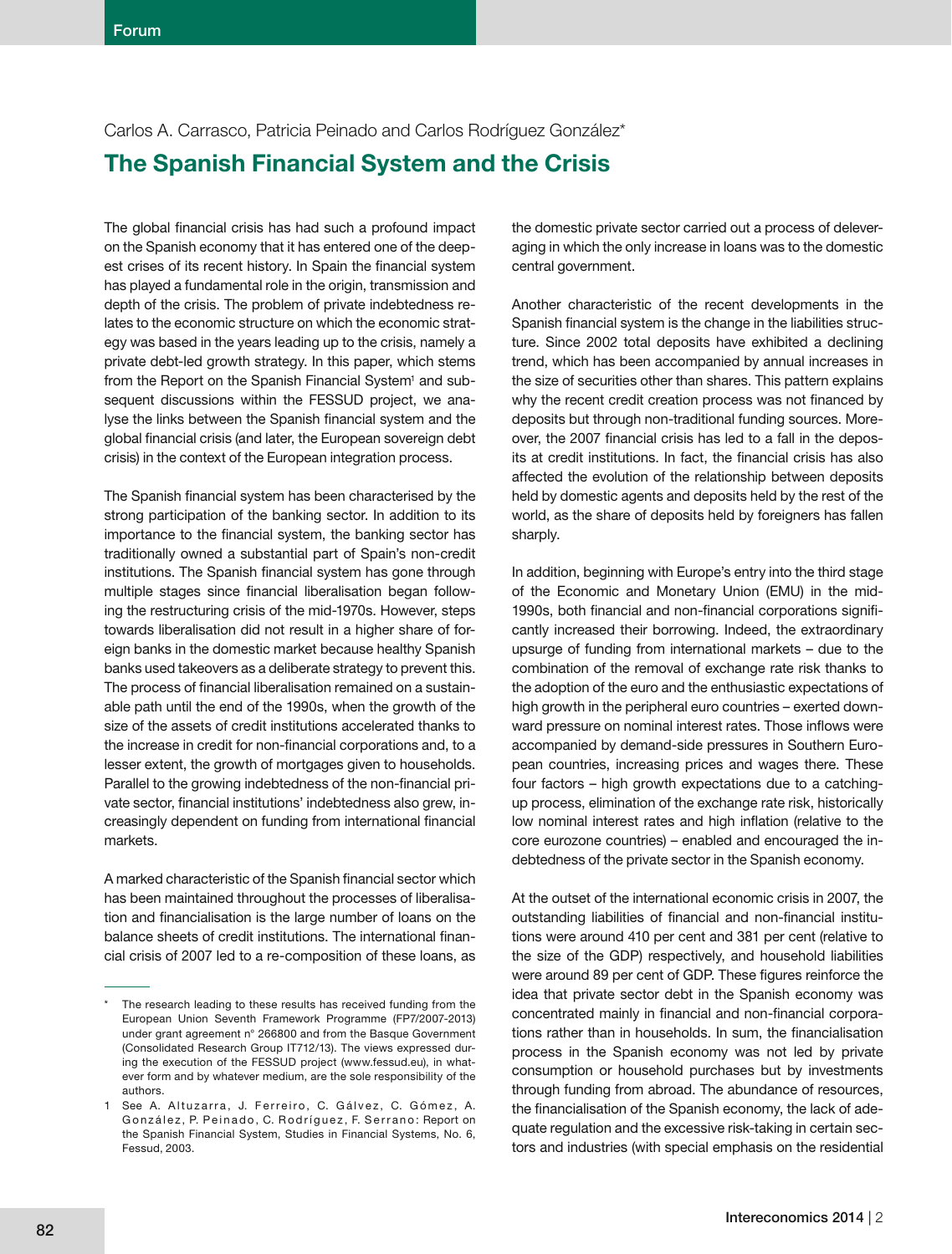Carlos A. Carrasco, Patricia Peinado and Carlos Rodríguez González*

## The Spanish Financial System and the Crisis

The global financial crisis has had such a profound impact on the Spanish economy that it has entered one of the deepest crises of its recent history. In Spain the financial system has played a fundamental role in the origin, transmission and depth of the crisis. The problem of private indebtedness relates to the economic structure on which the economic strategy was based in the years leading up to the crisis, namely a private debt-led growth strategy. In this paper, which stems from the Report on the Spanish Financial System[1] and subsequent discussions within the FESSUD project, we analyse the links between the Spanish financial system and the global financial crisis (and later, the European sovereign debt crisis) in the context of the European integration process.

The Spanish financial system has been characterised by the strong participation of the banking sector. In addition to its importance to the financial system, the banking sector has traditionally owned a substantial part of Spain's non-credit institutions. The Spanish financial system has gone through multiple stages since financial liberalisation began following the restructuring crisis of the mid-1970s. However, steps towards liberalisation did not result in a higher share of foreign banks in the domestic market because healthy Spanish banks used takeovers as a deliberate strategy to prevent this. The process of financial liberalisation remained on a sustainable path until the end of the 1990s, when the growth of the size of the assets of credit institutions accelerated thanks to the increase in credit for non-financial corporations and, to a lesser extent, the growth of mortgages given to households. Parallel to the growing indebtedness of the non-financial private sector, financial institutions' indebtedness also grew, increasingly dependent on funding from international financial markets.

A marked characteristic of the Spanish financial sector which has been maintained throughout the processes of liberalisation and financialisation is the large number of loans on the balance sheets of credit institutions. The international financial crisis of 2007 led to a re-composition of these loans, as the domestic private sector carried out a process of deleveraging in which the only increase in loans was to the domestic central government.

Another characteristic of the recent developments in the Spanish financial system is the change in the liabilities structure. Since 2002 total deposits have exhibited a declining trend, which has been accompanied by annual increases in the size of securities other than shares. This pattern explains why the recent credit creation process was not financed by deposits but through non-traditional funding sources. Moreover, the 2007 financial crisis has led to a fall in the deposits at credit institutions. In fact, the financial crisis has also affected the evolution of the relationship between deposits held by domestic agents and deposits held by the rest of the world, as the share of deposits held by foreigners has fallen sharply.

In addition, beginning with Europe's entry into the third stage of the Economic and Monetary Union (EMU) in the mid-1990s, both financial and non-financial corporations significantly increased their borrowing. Indeed, the extraordinary upsurge of funding from international markets – due to the combination of the removal of exchange rate risk thanks to the adoption of the euro and the enthusiastic expectations of high growth in the peripheral euro countries – exerted downward pressure on nominal interest rates. Those inflows were accompanied by demand-side pressures in Southern European countries, increasing prices and wages there. These four factors – high growth expectations due to a catching-up process, elimination of the exchange rate risk, historically low nominal interest rates and high inflation (relative to the core eurozone countries) – enabled and encouraged the indebtedness of the private sector in the Spanish economy.

At the outset of the international economic crisis in 2007, the outstanding liabilities of financial and non-financial institutions were around 410 per cent and 381 per cent (relative to the size of the GDP) respectively, and household liabilities were around 89 per cent of GDP. These figures reinforce the idea that private sector debt in the Spanish economy was concentrated mainly in financial and non-financial corporations rather than in households. In sum, the financialisation process in the Spanish economy was not led by private consumption or household purchases but by investments through funding from abroad. The abundance of resources, the financialisation of the Spanish economy, the lack of adequate regulation and the excessive risk-taking in certain sectors and industries (with special emphasis on the residential

---

\* The research leading to these results has received funding from the European Union Seventh Framework Programme (FP7/2007-2013) under grant agreement n° 266800 and from the Basque Government (Consolidated Research Group IT712/13). The views expressed during the execution of the FESSUD project (www.fessud.eu), in whatever form and by whatever medium, are the sole responsibility of the authors.

1 See A. Altuzarra, J. Ferreiro, C. Gálvez, C. Gómez, A. González, P. Peinado, C. Rodríguez, F. Serrano: Report on the Spanish Financial System, Studies in Financial Systems, No. 6, Fessud, 2003.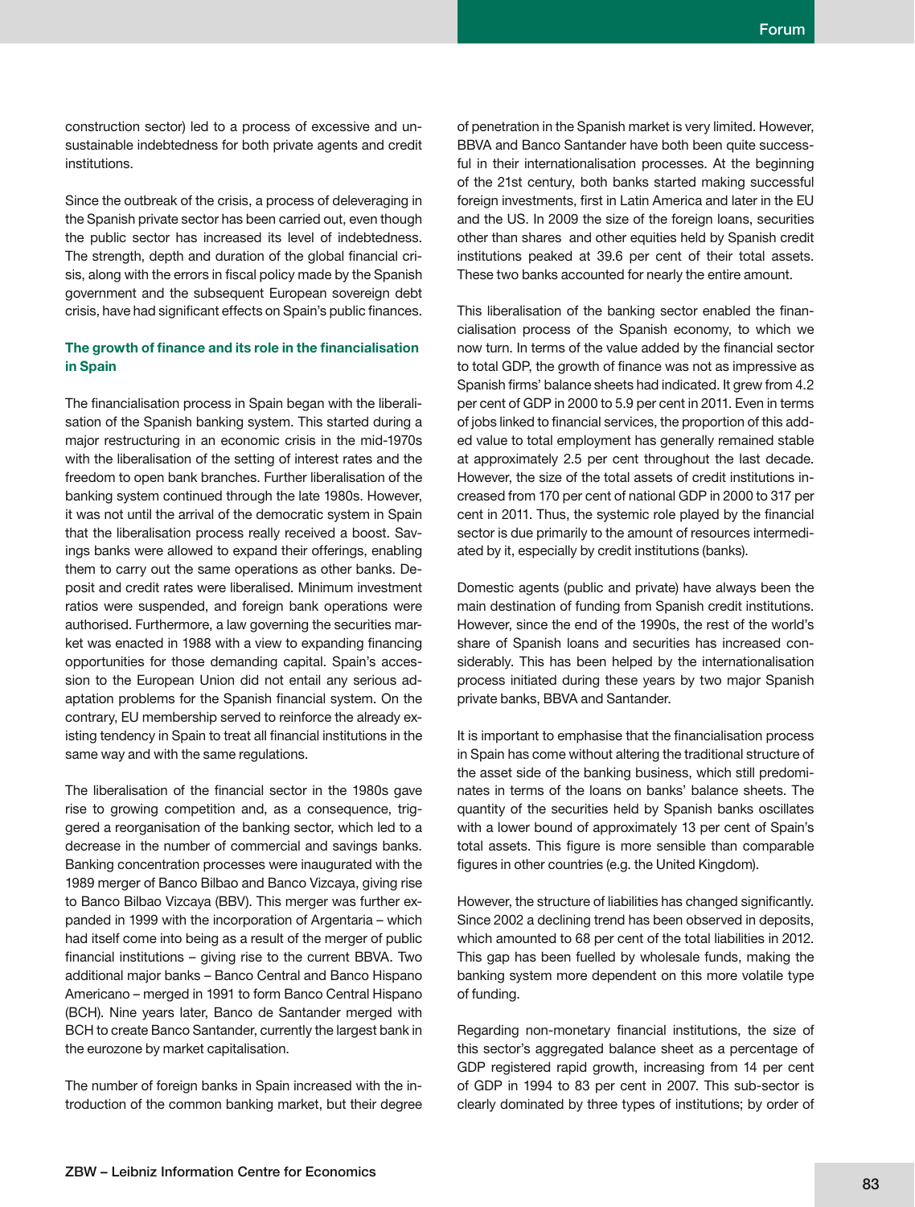construction sector) led to a process of excessive and unsustainable indebtedness for both private agents and credit institutions.

Since the outbreak of the crisis, a process of deleveraging in the Spanish private sector has been carried out, even though the public sector has increased its level of indebtedness. The strength, depth and duration of the global financial crisis, along with the errors in fiscal policy made by the Spanish government and the subsequent European sovereign debt crisis, have had significant effects on Spain's public finances.

### The growth of finance and its role in the financialisation in Spain

The financialisation process in Spain began with the liberalisation of the Spanish banking system. This started during a major restructuring in an economic crisis in the mid-1970s with the liberalisation of the setting of interest rates and the freedom to open bank branches. Further liberalisation of the banking system continued through the late 1980s. However, it was not until the arrival of the democratic system in Spain that the liberalisation process really received a boost. Savings banks were allowed to expand their offerings, enabling them to carry out the same operations as other banks. Deposit and credit rates were liberalised. Minimum investment ratios were suspended, and foreign bank operations were authorised. Furthermore, a law governing the securities market was enacted in 1988 with a view to expanding financing opportunities for those demanding capital. Spain's accession to the European Union did not entail any serious adaptation problems for the Spanish financial system. On the contrary, EU membership served to reinforce the already existing tendency in Spain to treat all financial institutions in the same way and with the same regulations.

The liberalisation of the financial sector in the 1980s gave rise to growing competition and, as a consequence, triggered a reorganisation of the banking sector, which led to a decrease in the number of commercial and savings banks. Banking concentration processes were inaugurated with the 1989 merger of Banco Bilbao and Banco Vizcaya, giving rise to Banco Bilbao Vizcaya (BBV). This merger was further expanded in 1999 with the incorporation of Argentaria – which had itself come into being as a result of the merger of public financial institutions – giving rise to the current BBVA. Two additional major banks – Banco Central and Banco Hispano Americano – merged in 1991 to form Banco Central Hispano (BCH). Nine years later, Banco de Santander merged with BCH to create Banco Santander, currently the largest bank in the eurozone by market capitalisation.

The number of foreign banks in Spain increased with the introduction of the common banking market, but their degree of penetration in the Spanish market is very limited. However, BBVA and Banco Santander have both been quite successful in their internationalisation processes. At the beginning of the 21st century, both banks started making successful foreign investments, first in Latin America and later in the EU and the US. In 2009 the size of the foreign loans, securities other than shares and other equities held by Spanish credit institutions peaked at 39.6 per cent of their total assets. These two banks accounted for nearly the entire amount.

This liberalisation of the banking sector enabled the financialisation process of the Spanish economy, to which we now turn. In terms of the value added by the financial sector to total GDP, the growth of finance was not as impressive as Spanish firms' balance sheets had indicated. It grew from 4.2 per cent of GDP in 2000 to 5.9 per cent in 2011. Even in terms of jobs linked to financial services, the proportion of this added value to total employment has generally remained stable at approximately 2.5 per cent throughout the last decade. However, the size of the total assets of credit institutions increased from 170 per cent of national GDP in 2000 to 317 per cent in 2011. Thus, the systemic role played by the financial sector is due primarily to the amount of resources intermediated by it, especially by credit institutions (banks).

Domestic agents (public and private) have always been the main destination of funding from Spanish credit institutions. However, since the end of the 1990s, the rest of the world's share of Spanish loans and securities has increased considerably. This has been helped by the internationalisation process initiated during these years by two major Spanish private banks, BBVA and Santander.

It is important to emphasise that the financialisation process in Spain has come without altering the traditional structure of the asset side of the banking business, which still predominates in terms of the loans on banks' balance sheets. The quantity of the securities held by Spanish banks oscillates with a lower bound of approximately 13 per cent of Spain's total assets. This figure is more sensible than comparable figures in other countries (e.g. the United Kingdom).

However, the structure of liabilities has changed significantly. Since 2002 a declining trend has been observed in deposits, which amounted to 68 per cent of the total liabilities in 2012. This gap has been fuelled by wholesale funds, making the banking system more dependent on this more volatile type of funding.

Regarding non-monetary financial institutions, the size of this sector's aggregated balance sheet as a percentage of GDP registered rapid growth, increasing from 14 per cent of GDP in 1994 to 83 per cent in 2007. This sub-sector is clearly dominated by three types of institutions; by order of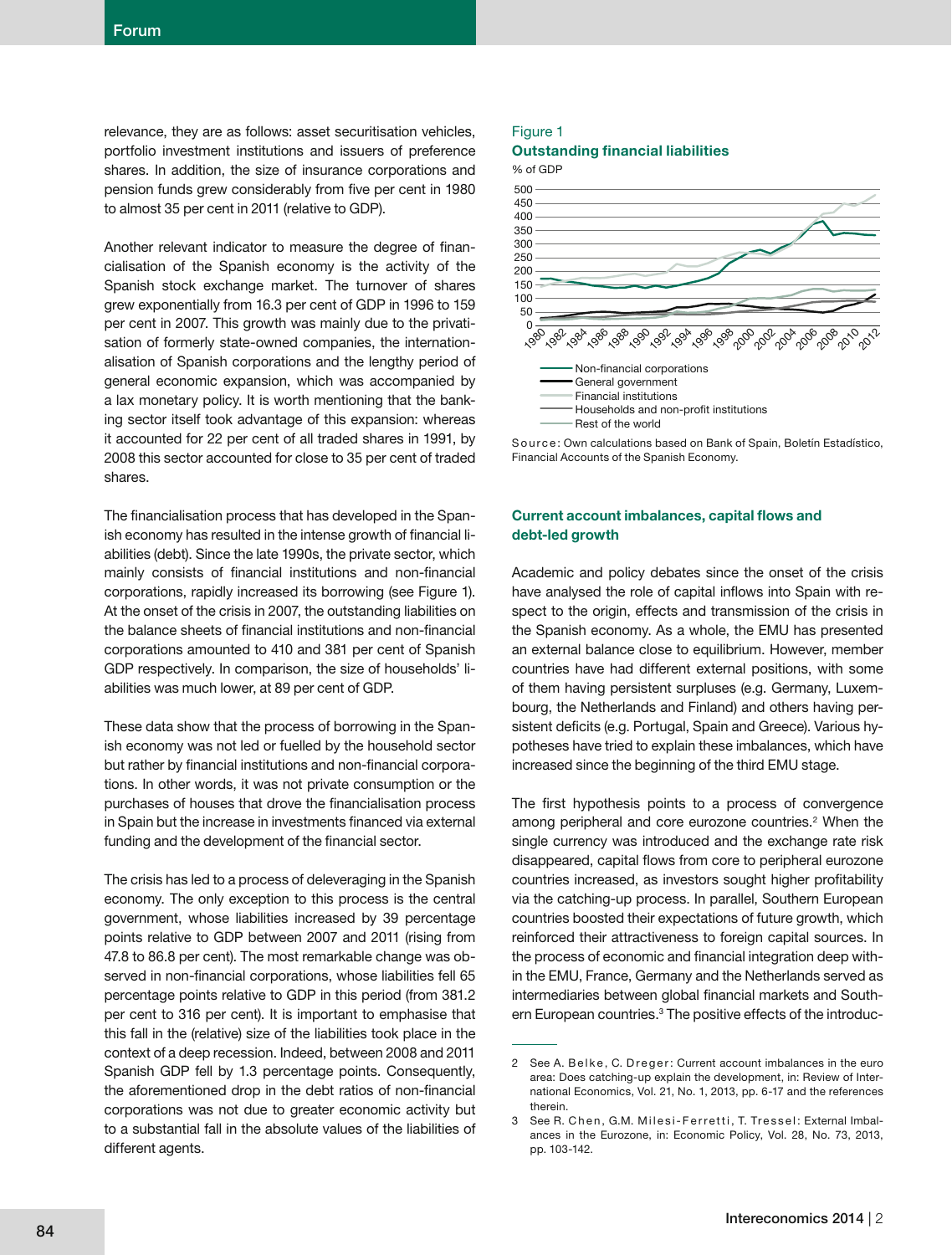relevance, they are as follows: asset securitisation vehicles, portfolio investment institutions and issuers of preference shares. In addition, the size of insurance corporations and pension funds grew considerably from five per cent in 1980 to almost 35 per cent in 2011 (relative to GDP).

Another relevant indicator to measure the degree of financialisation of the Spanish economy is the activity of the Spanish stock exchange market. The turnover of shares grew exponentially from 16.3 per cent of GDP in 1996 to 159 per cent in 2007. This growth was mainly due to the privatisation of formerly state-owned companies, the internationalisation of Spanish corporations and the lengthy period of general economic expansion, which was accompanied by a lax monetary policy. It is worth mentioning that the banking sector itself took advantage of this expansion: whereas it accounted for 22 per cent of all traded shares in 1991, by 2008 this sector accounted for close to 35 per cent of traded shares.

The financialisation process that has developed in the Spanish economy has resulted in the intense growth of financial liabilities (debt). Since the late 1990s, the private sector, which mainly consists of financial institutions and non-financial corporations, rapidly increased its borrowing (see Figure 1). At the onset of the crisis in 2007, the outstanding liabilities on the balance sheets of financial institutions and non-financial corporations amounted to 410 and 381 per cent of Spanish GDP respectively. In comparison, the size of households' liabilities was much lower, at 89 per cent of GDP.

These data show that the process of borrowing in the Spanish economy was not led or fuelled by the household sector but rather by financial institutions and non-financial corporations. In other words, it was not private consumption or the purchases of houses that drove the financialisation process in Spain but the increase in investments financed via external funding and the development of the financial sector.

The crisis has led to a process of deleveraging in the Spanish economy. The only exception to this process is the central government, whose liabilities increased by 39 percentage points relative to GDP between 2007 and 2011 (rising from 47.8 to 86.8 per cent). The most remarkable change was observed in non-financial corporations, whose liabilities fell 65 percentage points relative to GDP in this period (from 381.2 per cent to 316 per cent). It is important to emphasise that this fall in the (relative) size of the liabilities took place in the context of a deep recession. Indeed, between 2008 and 2011 Spanish GDP fell by 1.3 percentage points. Consequently, the aforementioned drop in the debt ratios of non-financial corporations was not due to greater economic activity but to a substantial fall in the absolute values of the liabilities of different agents.

Figure 1
**Outstanding financial liabilities**

% of GDP

500
450
400
350
300
250
200
150
100
50
0

1980 1982 1984 1986 1988 1990 1992 1994 1996 1998 2000 2002 2004 2006 2008 2010 2012

Non-financial corporations
General government
Financial institutions
Households and non-profit institutions
Rest of the world

Source: Own calculations based on Bank of Spain, Boletín Estadístico, Financial Accounts of the Spanish Economy.

## Current account imbalances, capital flows and debt-led growth

Academic and policy debates since the onset of the crisis have analysed the role of capital inflows into Spain with respect to the origin, effects and transmission of the crisis in the Spanish economy. As a whole, the EMU has presented an external balance close to equilibrium. However, member countries have had different external positions, with some of them having persistent surpluses (e.g. Germany, Luxembourg, the Netherlands and Finland) and others having persistent deficits (e.g. Portugal, Spain and Greece). Various hypotheses have tried to explain these imbalances, which have increased since the beginning of the third EMU stage.

The first hypothesis points to a process of convergence among peripheral and core eurozone countries.[2] When the single currency was introduced and the exchange rate risk disappeared, capital flows from core to peripheral eurozone countries increased, as investors sought higher profitability via the catching-up process. In parallel, Southern European countries boosted their expectations of future growth, which reinforced their attractiveness to foreign capital sources. In the process of economic and financial integration deep within the EMU, France, Germany and the Netherlands served as intermediaries between global financial markets and Southern European countries.[3] The positive effects of the introduc-

2 See A. Belke, C. Dreger: Current account imbalances in the euro area: Does catching-up explain the development, in: Review of International Economics, Vol. 21, No. 1, 2013, pp. 6-17 and the references therein.

3 See R. Chen, G.M. Milesi-Ferretti, T. Tressel: External Imbalances in the Eurozone, in: Economic Policy, Vol. 28, No. 73, 2013, pp. 103-142.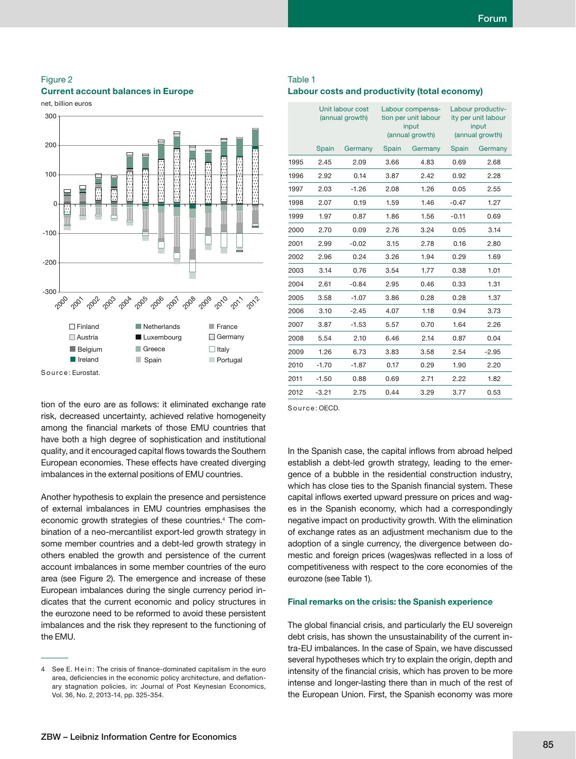Figure 2

**Current account balances in Europe**

net, billion euros

300
200
100
0
-100
-200
-300

2000 2001 2002 2003 2004 2005 2006 2007 2008 2009 2010 2011 2012

Finland
Austria
Belgium
Ireland
Netherlands
Luxembourg
Greece
Spain
France
Germany
Italy
Portugal

Source: Eurostat.

tion of the euro are as follows: it eliminated exchange rate risk, decreased uncertainty, achieved relative homogeneity among the financial markets of those EMU countries that have both a high degree of sophistication and institutional quality, and it encouraged capital flows towards the Southern European economies. These effects have created diverging imbalances in the external positions of EMU countries.

Another hypothesis to explain the presence and persistence of external imbalances in EMU countries emphasises the economic growth strategies of these countries.[4] The combination of a neo-mercantilist export-led growth strategy in some member countries and a debt-led growth strategy in others enabled the growth and persistence of the current account imbalances in some member countries of the euro area (see Figure 2). The emergence and increase of these European imbalances during the single currency period indicates that the current economic and policy structures in the eurozone need to be reformed to avoid these persistent imbalances and the risk they represent to the functioning of the EMU.

Table 1

**Labour costs and productivity (total economy)**

| | Unit labour cost (annual growth) | | Labour compensation per unit labour input (annual growth) | | Labour productivity per unit labour input (annual growth) | |
|---|---|---|---|---|---|---|
| | Spain | Germany | Spain | Germany | Spain | Germany |
| 1995 | 2.45 | 2.09 | 3.66 | 4.83 | 0.69 | 2.68 |
| 1996 | 2.92 | 0.14 | 3.87 | 2.42 | 0.92 | 2.28 |
| 1997 | 2.03 | -1.26 | 2.08 | 1.26 | 0.05 | 2.55 |
| 1998 | 2.07 | 0.19 | 1.59 | 1.46 | -0.47 | 1.27 |
| 1999 | 1.97 | 0.87 | 1.86 | 1.56 | -0.11 | 0.69 |
| 2000 | 2.70 | 0.09 | 2.76 | 3.24 | 0.05 | 3.14 |
| 2001 | 2.99 | -0.02 | 3.15 | 2.78 | 0.16 | 2.80 |
| 2002 | 2.96 | 0.24 | 3.26 | 1.94 | 0.29 | 1.69 |
| 2003 | 3.14 | 0.76 | 3.54 | 1.77 | 0.38 | 1.01 |
| 2004 | 2.61 | -0.84 | 2.95 | 0.46 | 0.33 | 1.31 |
| 2005 | 3.58 | -1.07 | 3.86 | 0.28 | 0.28 | 1.37 |
| 2006 | 3.10 | -2.45 | 4.07 | 1.18 | 0.94 | 3.73 |
| 2007 | 3.87 | -1.53 | 5.57 | 0.70 | 1.64 | 2.26 |
| 2008 | 5.54 | 2.10 | 6.46 | 2.14 | 0.87 | 0.04 |
| 2009 | 1.26 | 6.73 | 3.83 | 3.58 | 2.54 | -2.95 |
| 2010 | -1.70 | -1.87 | 0.17 | 0.29 | 1.90 | 2.20 |
| 2011 | -1.50 | 0.88 | 0.69 | 2.71 | 2.22 | 1.82 |
| 2012 | -3.21 | 2.75 | 0.44 | 3.29 | 3.77 | 0.53 |

Source: OECD.

In the Spanish case, the capital inflows from abroad helped establish a debt-led growth strategy, leading to the emergence of a bubble in the residential construction industry, which has close ties to the Spanish financial system. These capital inflows exerted upward pressure on prices and wages in the Spanish economy, which had a correspondingly negative impact on productivity growth. With the elimination of exchange rates as an adjustment mechanism due to the adoption of a single currency, the divergence between domestic and foreign prices (wages)was reflected in a loss of competitiveness with respect to the core economies of the eurozone (see Table 1).

## Final remarks on the crisis: the Spanish experience

The global financial crisis, and particularly the EU sovereign debt crisis, has shown the unsustainability of the current intra-EU imbalances. In the case of Spain, we have discussed several hypotheses which try to explain the origin, depth and intensity of the financial crisis, which has proven to be more intense and longer-lasting there than in much of the rest of the European Union. First, the Spanish economy was more

4 See E. Hein: The crisis of finance-dominated capitalism in the euro area, deficiencies in the economic policy architecture, and deflationary stagnation policies, in: Journal of Post Keynesian Economics, Vol. 36, No. 2, 2013-14, pp. 325-354.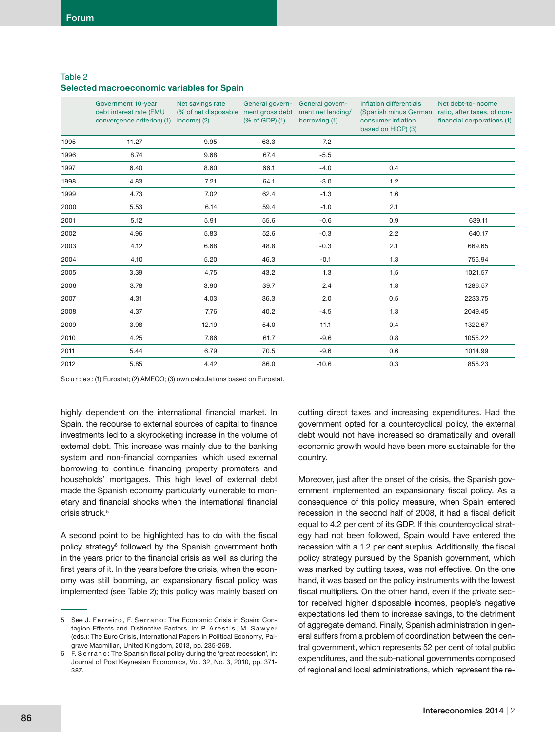Table 2

**Selected macroeconomic variables for Spain**

| | Government 10-year debt interest rate (EMU convergence criterion) (1) | Net savings rate (% of net disposable income) (2) | General government gross debt (% of GDP) (1) | General government net lending/ borrowing (1) | Inflation differentials (Spanish minus German consumer inflation based on HICP) (3) | Net debt-to-income ratio, after taxes, of non-financial corporations (1) |
|---|---|---|---|---|---|---|
| 1995 | 11.27 | 9.95 | 63.3 | -7.2 | | |
| 1996 | 8.74 | 9.68 | 67.4 | -5.5 | | |
| 1997 | 6.40 | 8.60 | 66.1 | -4.0 | 0.4 | |
| 1998 | 4.83 | 7.21 | 64.1 | -3.0 | 1.2 | |
| 1999 | 4.73 | 7.02 | 62.4 | -1.3 | 1.6 | |
| 2000 | 5.53 | 6.14 | 59.4 | -1.0 | 2.1 | |
| 2001 | 5.12 | 5.91 | 55.6 | -0.6 | 0.9 | 639.11 |
| 2002 | 4.96 | 5.83 | 52.6 | -0.3 | 2.2 | 640.17 |
| 2003 | 4.12 | 6.68 | 48.8 | -0.3 | 2.1 | 669.65 |
| 2004 | 4.10 | 5.20 | 46.3 | -0.1 | 1.3 | 756.94 |
| 2005 | 3.39 | 4.75 | 43.2 | 1.3 | 1.5 | 1021.57 |
| 2006 | 3.78 | 3.90 | 39.7 | 2.4 | 1.8 | 1286.57 |
| 2007 | 4.31 | 4.03 | 36.3 | 2.0 | 0.5 | 2233.75 |
| 2008 | 4.37 | 7.76 | 40.2 | -4.5 | 1.3 | 2049.45 |
| 2009 | 3.98 | 12.19 | 54.0 | -11.1 | -0.4 | 1322.67 |
| 2010 | 4.25 | 7.86 | 61.7 | -9.6 | 0.8 | 1055.22 |
| 2011 | 5.44 | 6.79 | 70.5 | -9.6 | 0.6 | 1014.99 |
| 2012 | 5.85 | 4.42 | 86.0 | -10.6 | 0.3 | 856.23 |

Sources: (1) Eurostat; (2) AMECO; (3) own calculations based on Eurostat.

highly dependent on the international financial market. In Spain, the recourse to external sources of capital to finance investments led to a skyrocketing increase in the volume of external debt. This increase was mainly due to the banking system and non-financial companies, which used external borrowing to continue financing property promoters and households' mortgages. This high level of external debt made the Spanish economy particularly vulnerable to monetary and financial shocks when the international financial crisis struck.[5]

A second point to be highlighted has to do with the fiscal policy strategy[6] followed by the Spanish government both in the years prior to the financial crisis as well as during the first years of it. In the years before the crisis, when the economy was still booming, an expansionary fiscal policy was implemented (see Table 2); this policy was mainly based on cutting direct taxes and increasing expenditures. Had the government opted for a countercyclical policy, the external debt would not have increased so dramatically and overall economic growth would have been more sustainable for the country.

Moreover, just after the onset of the crisis, the Spanish government implemented an expansionary fiscal policy. As a consequence of this policy measure, when Spain entered recession in the second half of 2008, it had a fiscal deficit equal to 4.2 per cent of its GDP. If this countercyclical strategy had not been followed, Spain would have entered the recession with a 1.2 per cent surplus. Additionally, the fiscal policy strategy pursued by the Spanish government, which was marked by cutting taxes, was not effective. On the one hand, it was based on the policy instruments with the lowest fiscal multipliers. On the other hand, even if the private sector received higher disposable incomes, people's negative expectations led them to increase savings, to the detriment of aggregate demand. Finally, Spanish administration in general suffers from a problem of coordination between the central government, which represents 52 per cent of total public expenditures, and the sub-national governments composed of regional and local administrations, which represent the re-

5 See J. Ferreiro, F. Serrano: The Economic Crisis in Spain: Contagion Effects and Distinctive Factors, in: P. Arestis, M. Sawyer (eds.): The Euro Crisis, International Papers in Political Economy, Palgrave Macmillan, United Kingdom, 2013, pp. 235-268.

6 F. Serrano: The Spanish fiscal policy during the 'great recession', in: Journal of Post Keynesian Economics, Vol. 32, No. 3, 2010, pp. 371-387.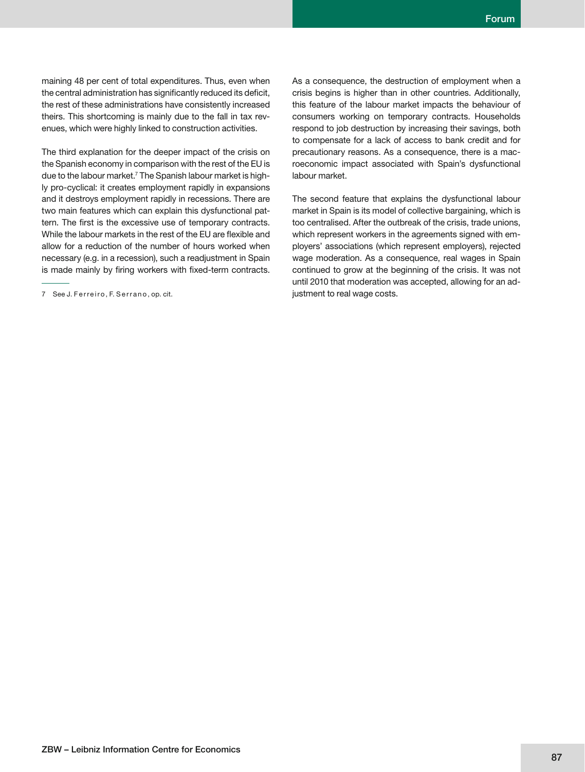maining 48 per cent of total expenditures. Thus, even when the central administration has significantly reduced its deficit, the rest of these administrations have consistently increased theirs. This shortcoming is mainly due to the fall in tax revenues, which were highly linked to construction activities.

The third explanation for the deeper impact of the crisis on the Spanish economy in comparison with the rest of the EU is due to the labour market.[7] The Spanish labour market is highly pro-cyclical: it creates employment rapidly in expansions and it destroys employment rapidly in recessions. There are two main features which can explain this dysfunctional pattern. The first is the excessive use of temporary contracts. While the labour markets in the rest of the EU are flexible and allow for a reduction of the number of hours worked when necessary (e.g. in a recession), such a readjustment in Spain is made mainly by firing workers with fixed-term contracts. As a consequence, the destruction of employment when a crisis begins is higher than in other countries. Additionally, this feature of the labour market impacts the behaviour of consumers working on temporary contracts. Households respond to job destruction by increasing their savings, both to compensate for a lack of access to bank credit and for precautionary reasons. As a consequence, there is a macroeconomic impact associated with Spain's dysfunctional labour market.

The second feature that explains the dysfunctional labour market in Spain is its model of collective bargaining, which is too centralised. After the outbreak of the crisis, trade unions, which represent workers in the agreements signed with employers' associations (which represent employers), rejected wage moderation. As a consequence, real wages in Spain continued to grow at the beginning of the crisis. It was not until 2010 that moderation was accepted, allowing for an adjustment to real wage costs.

7 See J. Ferreiro, F. Serrano, op. cit.

ZBW – Leibniz Information Centre for Economics